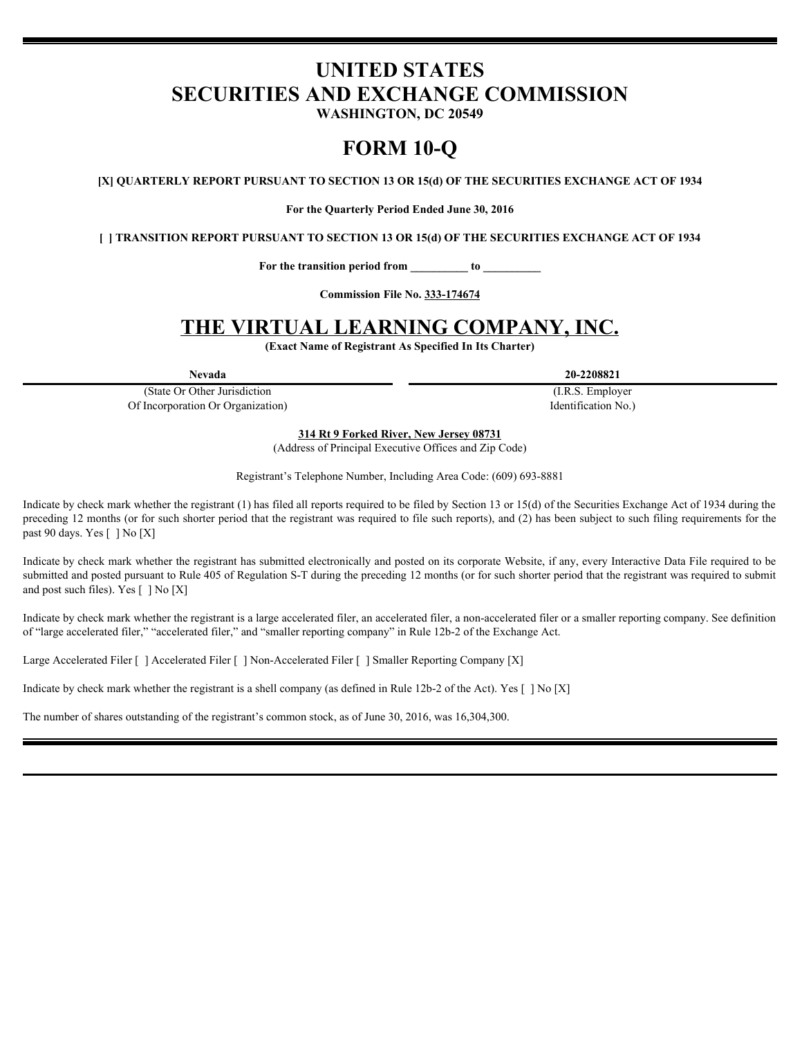# UNITED STATES
# SECURITIES AND EXCHANGE COMMISSION

**WASHINGTON, DC 20549**

# FORM 10-Q

**[X] QUARTERLY REPORT PURSUANT TO SECTION 13 OR 15(d) OF THE SECURITIES EXCHANGE ACT OF 1934**

**For the Quarterly Period Ended June 30, 2016**

**[ ] TRANSITION REPORT PURSUANT TO SECTION 13 OR 15(d) OF THE SECURITIES EXCHANGE ACT OF 1934**

**For the transition period from _________ to _________**

**Commission File No. 333-174674**

# THE VIRTUAL LEARNING COMPANY, INC.

**(Exact Name of Registrant As Specified In Its Charter)**

| **Nevada** | **20-2208821** |
|---|---|
| (State Or Other Jurisdiction Of Incorporation Or Organization) | (I.R.S. Employer Identification No.) |

**314 Rt 9 Forked River, New Jersey 08731**
(Address of Principal Executive Offices and Zip Code)

Registrant's Telephone Number, Including Area Code: (609) 693-8881

Indicate by check mark whether the registrant (1) has filed all reports required to be filed by Section 13 or 15(d) of the Securities Exchange Act of 1934 during the preceding 12 months (or for such shorter period that the registrant was required to file such reports), and (2) has been subject to such filing requirements for the past 90 days. Yes [ ] No [X]

Indicate by check mark whether the registrant has submitted electronically and posted on its corporate Website, if any, every Interactive Data File required to be submitted and posted pursuant to Rule 405 of Regulation S-T during the preceding 12 months (or for such shorter period that the registrant was required to submit and post such files). Yes [ ] No [X]

Indicate by check mark whether the registrant is a large accelerated filer, an accelerated filer, a non-accelerated filer or a smaller reporting company. See definition of "large accelerated filer," "accelerated filer," and "smaller reporting company" in Rule 12b-2 of the Exchange Act.

Large Accelerated Filer [ ] Accelerated Filer [ ] Non-Accelerated Filer [ ] Smaller Reporting Company [X]

Indicate by check mark whether the registrant is a shell company (as defined in Rule 12b-2 of the Act). Yes [ ] No [X]

The number of shares outstanding of the registrant's common stock, as of June 30, 2016, was 16,304,300.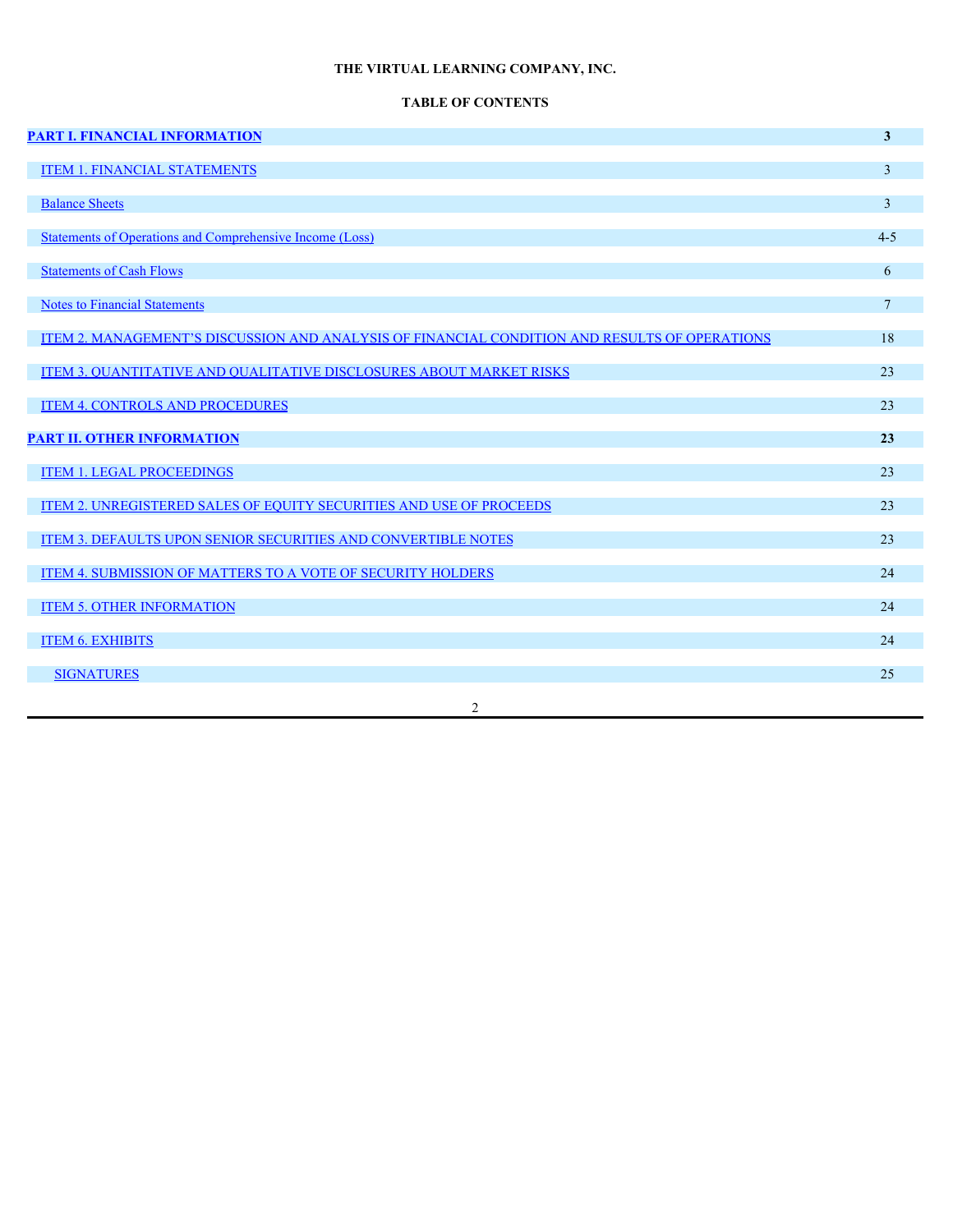**THE VIRTUAL LEARNING COMPANY, INC.**

**TABLE OF CONTENTS**

| | |
|---|---|
| **PART I. FINANCIAL INFORMATION** | **3** |
| ITEM 1. FINANCIAL STATEMENTS | 3 |
| Balance Sheets | 3 |
| Statements of Operations and Comprehensive Income (Loss) | 4-5 |
| Statements of Cash Flows | 6 |
| Notes to Financial Statements | 7 |
| ITEM 2. MANAGEMENT'S DISCUSSION AND ANALYSIS OF FINANCIAL CONDITION AND RESULTS OF OPERATIONS | 18 |
| ITEM 3. QUANTITATIVE AND QUALITATIVE DISCLOSURES ABOUT MARKET RISKS | 23 |
| ITEM 4. CONTROLS AND PROCEDURES | 23 |
| **PART II. OTHER INFORMATION** | **23** |
| ITEM 1. LEGAL PROCEEDINGS | 23 |
| ITEM 2. UNREGISTERED SALES OF EQUITY SECURITIES AND USE OF PROCEEDS | 23 |
| ITEM 3. DEFAULTS UPON SENIOR SECURITIES AND CONVERTIBLE NOTES | 23 |
| ITEM 4. SUBMISSION OF MATTERS TO A VOTE OF SECURITY HOLDERS | 24 |
| ITEM 5. OTHER INFORMATION | 24 |
| ITEM 6. EXHIBITS | 24 |
| SIGNATURES | 25 |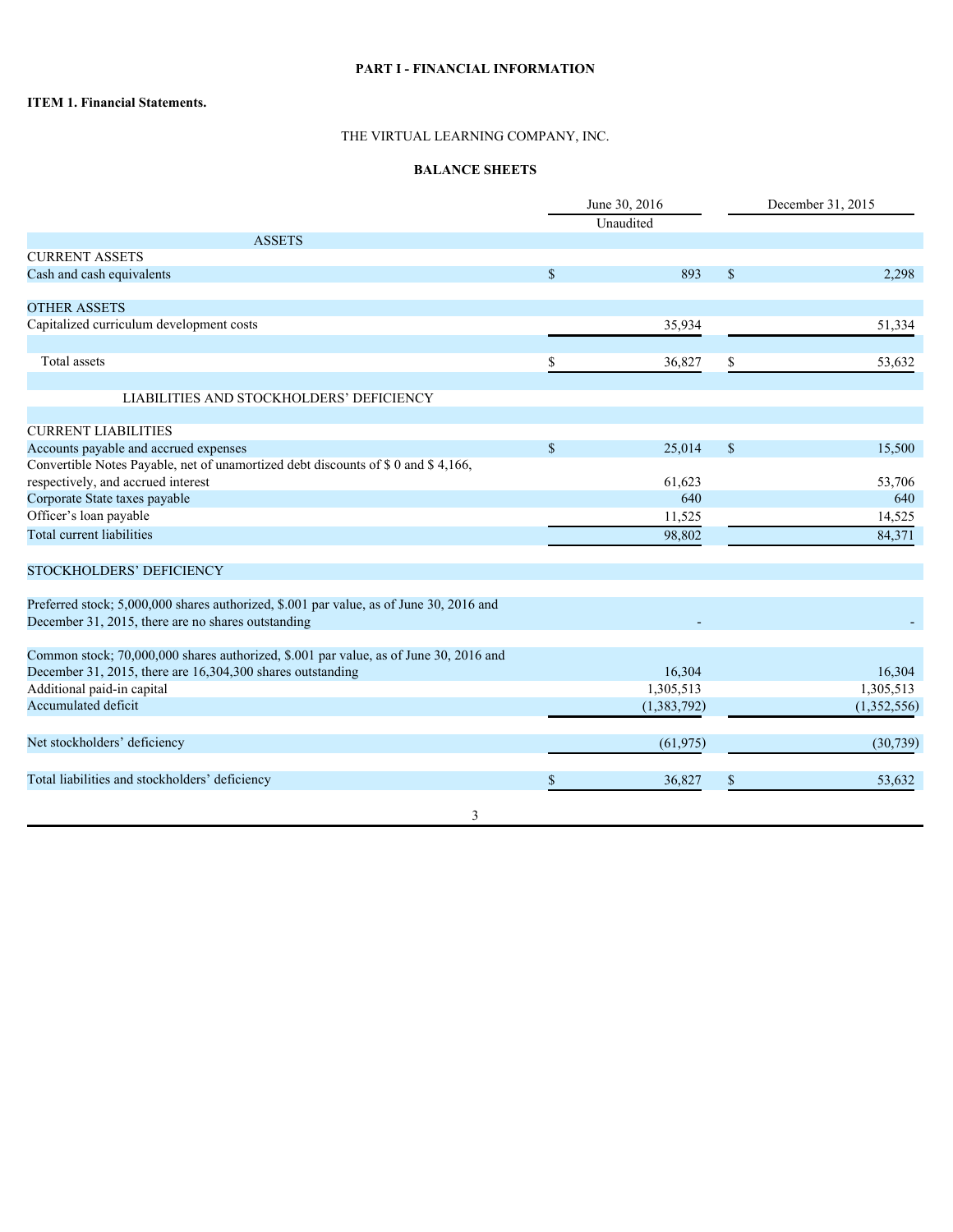## PART I - FINANCIAL INFORMATION

### ITEM 1. Financial Statements.

THE VIRTUAL LEARNING COMPANY, INC.

**BALANCE SHEETS**

| | June 30, 2016 | December 31, 2015 |
|---|---|---|
| | Unaudited | |
| ASSETS | | |
| CURRENT ASSETS | | |
| Cash and cash equivalents | $ 893 | $ 2,298 |
| | | |
| OTHER ASSETS | | |
| Capitalized curriculum development costs | 35,934 | 51,334 |
| | | |
| Total assets | $ 36,827 | $ 53,632 |
| | | |
| LIABILITIES AND STOCKHOLDERS' DEFICIENCY | | |
| | | |
| CURRENT LIABILITIES | | |
| Accounts payable and accrued expenses | $ 25,014 | $ 15,500 |
| Convertible Notes Payable, net of unamortized debt discounts of $ 0 and $ 4,166, respectively, and accrued interest | 61,623 | 53,706 |
| Corporate State taxes payable | 640 | 640 |
| Officer's loan payable | 11,525 | 14,525 |
| Total current liabilities | 98,802 | 84,371 |
| | | |
| STOCKHOLDERS' DEFICIENCY | | |
| | | |
| Preferred stock; 5,000,000 shares authorized, $.001 par value, as of June 30, 2016 and December 31, 2015, there are no shares outstanding | - | - |
| | | |
| Common stock; 70,000,000 shares authorized, $.001 par value, as of June 30, 2016 and December 31, 2015, there are 16,304,300 shares outstanding | 16,304 | 16,304 |
| Additional paid-in capital | 1,305,513 | 1,305,513 |
| Accumulated deficit | (1,383,792) | (1,352,556) |
| | | |
| Net stockholders' deficiency | (61,975) | (30,739) |
| | | |
| Total liabilities and stockholders' deficiency | $ 36,827 | $ 53,632 |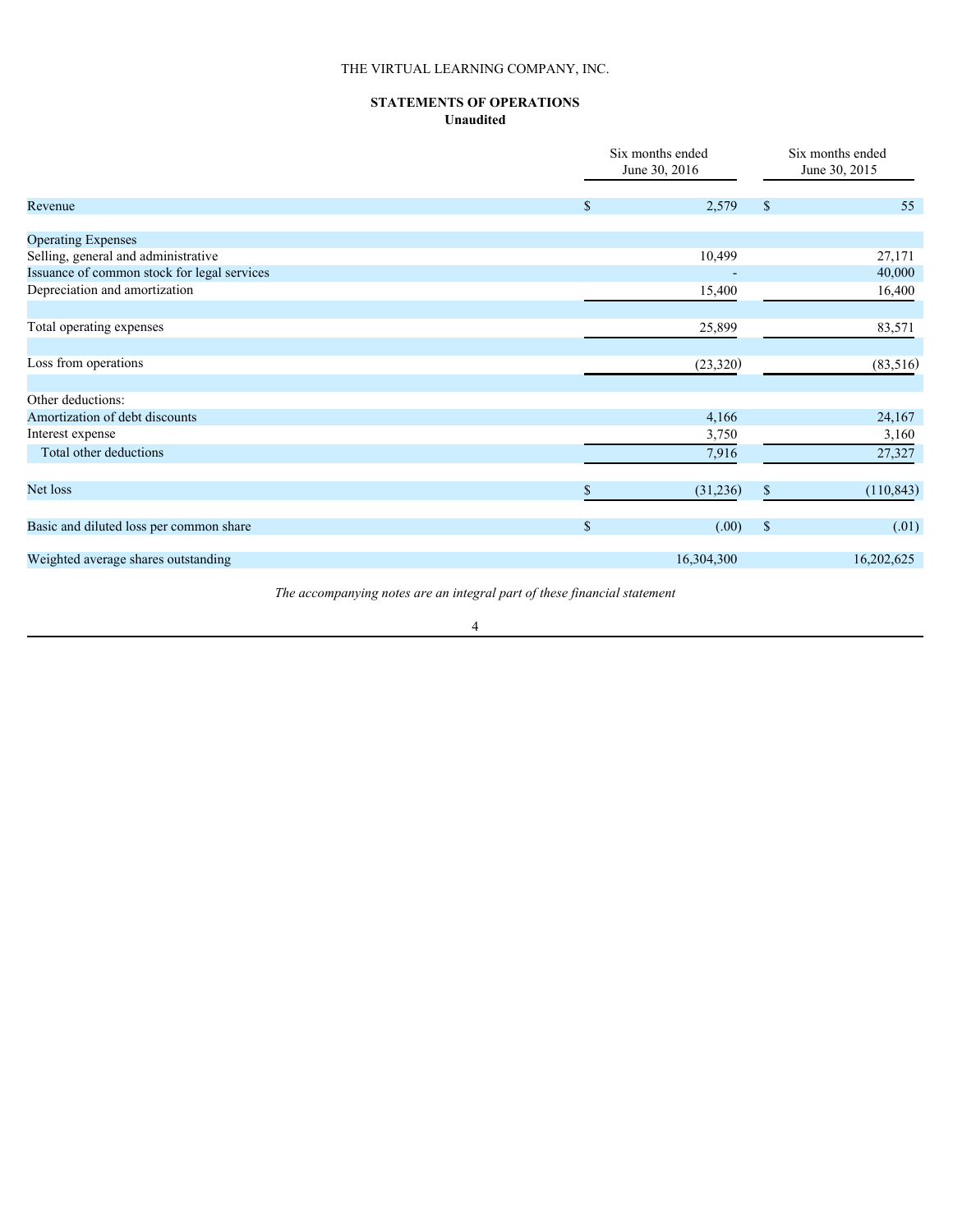THE VIRTUAL LEARNING COMPANY, INC.

**STATEMENTS OF OPERATIONS**
**Unaudited**

| | Six months ended June 30, 2016 | Six months ended June 30, 2015 |
|---|---|---|
| Revenue | $ 2,579 | $ 55 |
| | | |
| Operating Expenses | | |
| Selling, general and administrative | 10,499 | 27,171 |
| Issuance of common stock for legal services | - | 40,000 |
| Depreciation and amortization | 15,400 | 16,400 |
| | | |
| Total operating expenses | 25,899 | 83,571 |
| | | |
| Loss from operations | (23,320) | (83,516) |
| | | |
| Other deductions: | | |
| Amortization of debt discounts | 4,166 | 24,167 |
| Interest expense | 3,750 | 3,160 |
| Total other deductions | 7,916 | 27,327 |
| | | |
| Net loss | $ (31,236) | $ (110,843) |
| | | |
| Basic and diluted loss per common share | $ (.00) | $ (.01) |
| | | |
| Weighted average shares outstanding | 16,304,300 | 16,202,625 |

*The accompanying notes are an integral part of these financial statement*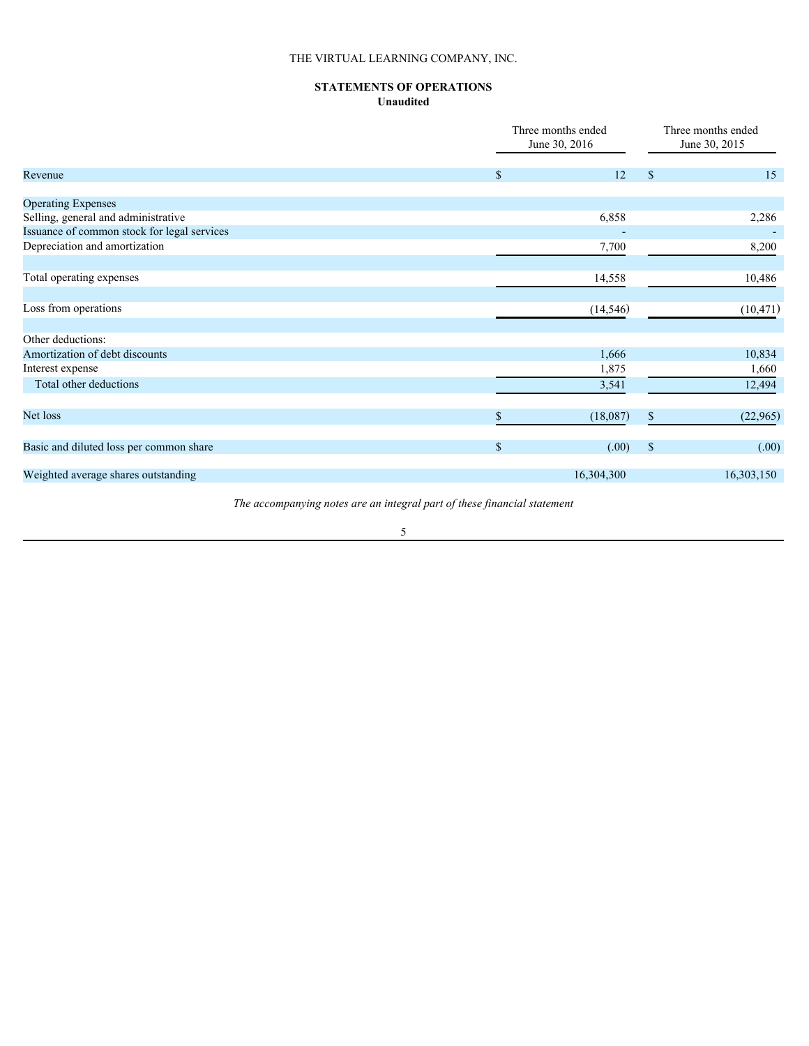THE VIRTUAL LEARNING COMPANY, INC.

**STATEMENTS OF OPERATIONS**
**Unaudited**

| | Three months ended June 30, 2016 | Three months ended June 30, 2015 |
|---|---|---|
| Revenue | $ 12 | $ 15 |
| | | |
| Operating Expenses | | |
| Selling, general and administrative | 6,858 | 2,286 |
| Issuance of common stock for legal services | - | - |
| Depreciation and amortization | 7,700 | 8,200 |
| | | |
| Total operating expenses | 14,558 | 10,486 |
| | | |
| Loss from operations | (14,546) | (10,471) |
| | | |
| Other deductions: | | |
| Amortization of debt discounts | 1,666 | 10,834 |
| Interest expense | 1,875 | 1,660 |
| Total other deductions | 3,541 | 12,494 |
| | | |
| Net loss | $ (18,087) | $ (22,965) |
| | | |
| Basic and diluted loss per common share | $ (.00) | $ (.00) |
| | | |
| Weighted average shares outstanding | 16,304,300 | 16,303,150 |

*The accompanying notes are an integral part of these financial statement*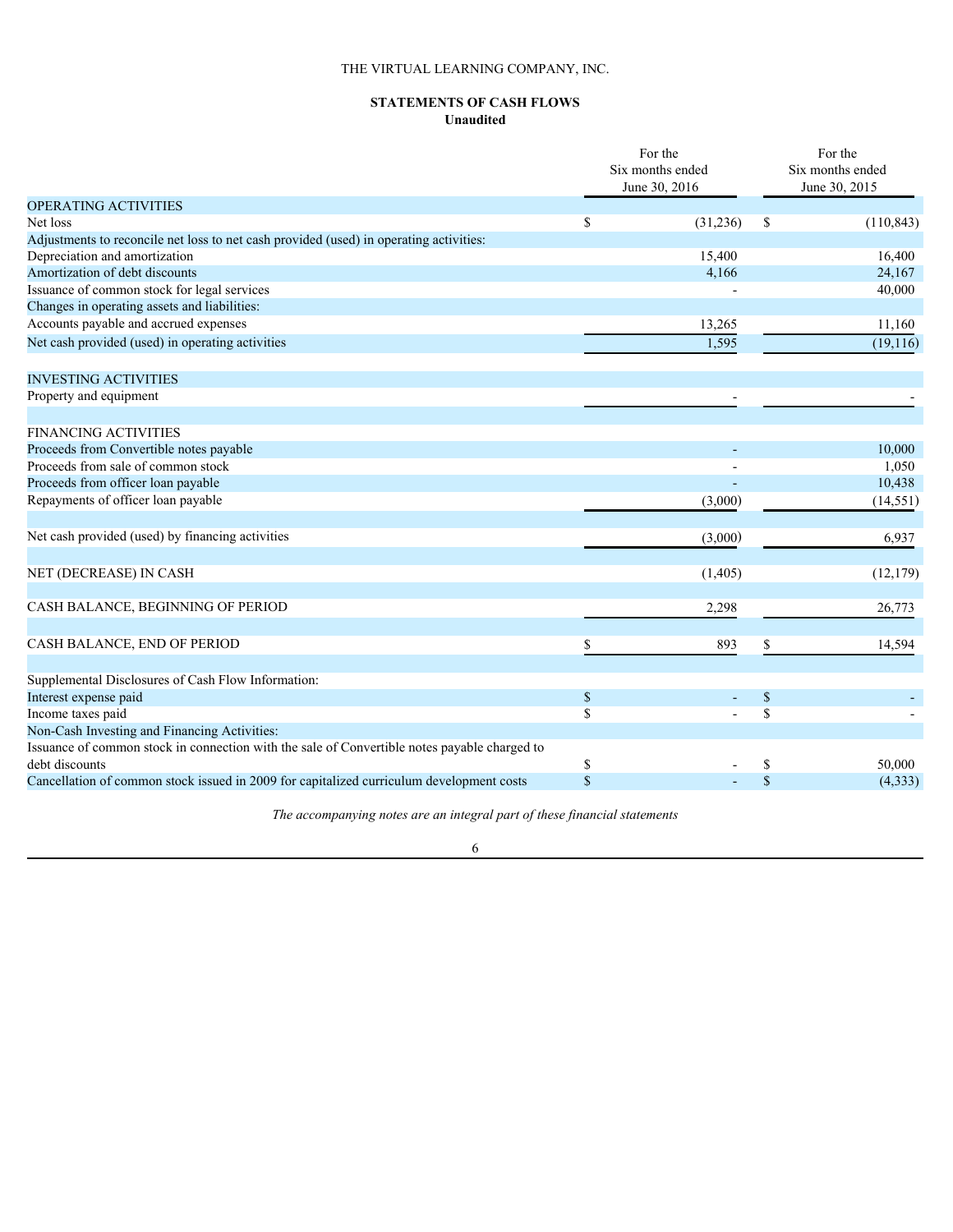THE VIRTUAL LEARNING COMPANY, INC.

**STATEMENTS OF CASH FLOWS**
**Unaudited**

| | For the Six months ended June 30, 2016 | For the Six months ended June 30, 2015 |
|---|---|---|
| OPERATING ACTIVITIES | | |
| Net loss | $ (31,236) | $ (110,843) |
| Adjustments to reconcile net loss to net cash provided (used) in operating activities: | | |
| Depreciation and amortization | 15,400 | 16,400 |
| Amortization of debt discounts | 4,166 | 24,167 |
| Issuance of common stock for legal services | - | 40,000 |
| Changes in operating assets and liabilities: | | |
| Accounts payable and accrued expenses | 13,265 | 11,160 |
| Net cash provided (used) in operating activities | 1,595 | (19,116) |
| | | |
| INVESTING ACTIVITIES | | |
| Property and equipment | - | - |
| | | |
| FINANCING ACTIVITIES | | |
| Proceeds from Convertible notes payable | - | 10,000 |
| Proceeds from sale of common stock | - | 1,050 |
| Proceeds from officer loan payable | - | 10,438 |
| Repayments of officer loan payable | (3,000) | (14,551) |
| | | |
| Net cash provided (used) by financing activities | (3,000) | 6,937 |
| | | |
| NET (DECREASE) IN CASH | (1,405) | (12,179) |
| | | |
| CASH BALANCE, BEGINNING OF PERIOD | 2,298 | 26,773 |
| | | |
| CASH BALANCE, END OF PERIOD | $ 893 | $ 14,594 |
| | | |
| Supplemental Disclosures of Cash Flow Information: | | |
| Interest expense paid | $ - | $ - |
| Income taxes paid | $ - | $ - |
| Non-Cash Investing and Financing Activities: | | |
| Issuance of common stock in connection with the sale of Convertible notes payable charged to debt discounts | $ - | $ 50,000 |
| Cancellation of common stock issued in 2009 for capitalized curriculum development costs | $ - | $ (4,333) |

*The accompanying notes are an integral part of these financial statements*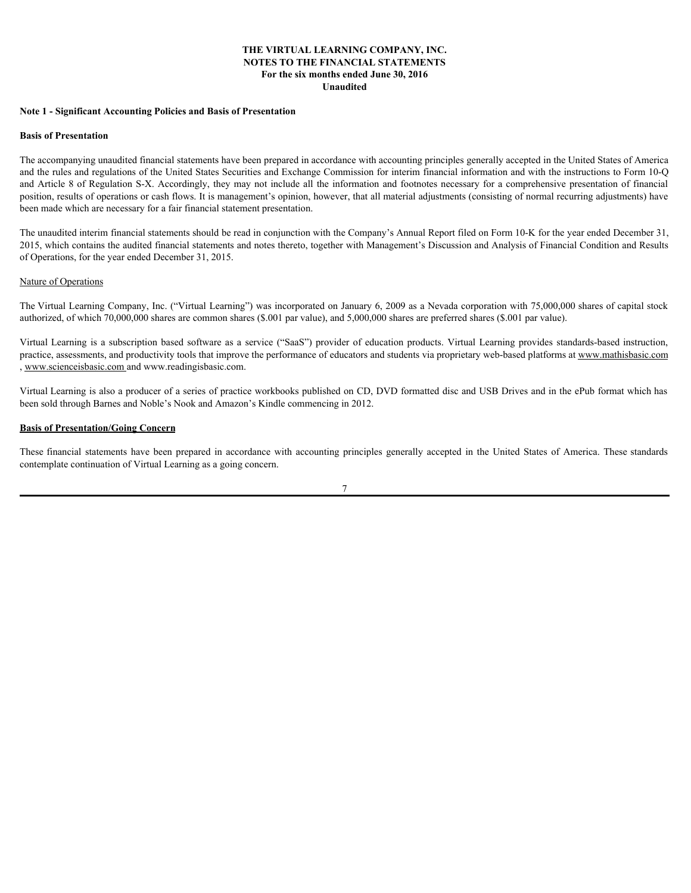**THE VIRTUAL LEARNING COMPANY, INC.**
**NOTES TO THE FINANCIAL STATEMENTS**
**For the six months ended June 30, 2016**
**Unaudited**

**Note 1 - Significant Accounting Policies and Basis of Presentation**

**Basis of Presentation**

The accompanying unaudited financial statements have been prepared in accordance with accounting principles generally accepted in the United States of America and the rules and regulations of the United States Securities and Exchange Commission for interim financial information and with the instructions to Form 10-Q and Article 8 of Regulation S-X. Accordingly, they may not include all the information and footnotes necessary for a comprehensive presentation of financial position, results of operations or cash flows. It is management's opinion, however, that all material adjustments (consisting of normal recurring adjustments) have been made which are necessary for a fair financial statement presentation.

The unaudited interim financial statements should be read in conjunction with the Company's Annual Report filed on Form 10-K for the year ended December 31, 2015, which contains the audited financial statements and notes thereto, together with Management's Discussion and Analysis of Financial Condition and Results of Operations, for the year ended December 31, 2015.

Nature of Operations

The Virtual Learning Company, Inc. ("Virtual Learning") was incorporated on January 6, 2009 as a Nevada corporation with 75,000,000 shares of capital stock authorized, of which 70,000,000 shares are common shares ($.001 par value), and 5,000,000 shares are preferred shares ($.001 par value).

Virtual Learning is a subscription based software as a service ("SaaS") provider of education products. Virtual Learning provides standards-based instruction, practice, assessments, and productivity tools that improve the performance of educators and students via proprietary web-based platforms at www.mathisbasic.com , www.scienceisbasic.com and www.readingisbasic.com.

Virtual Learning is also a producer of a series of practice workbooks published on CD, DVD formatted disc and USB Drives and in the ePub format which has been sold through Barnes and Noble's Nook and Amazon's Kindle commencing in 2012.

**Basis of Presentation/Going Concern**

These financial statements have been prepared in accordance with accounting principles generally accepted in the United States of America. These standards contemplate continuation of Virtual Learning as a going concern.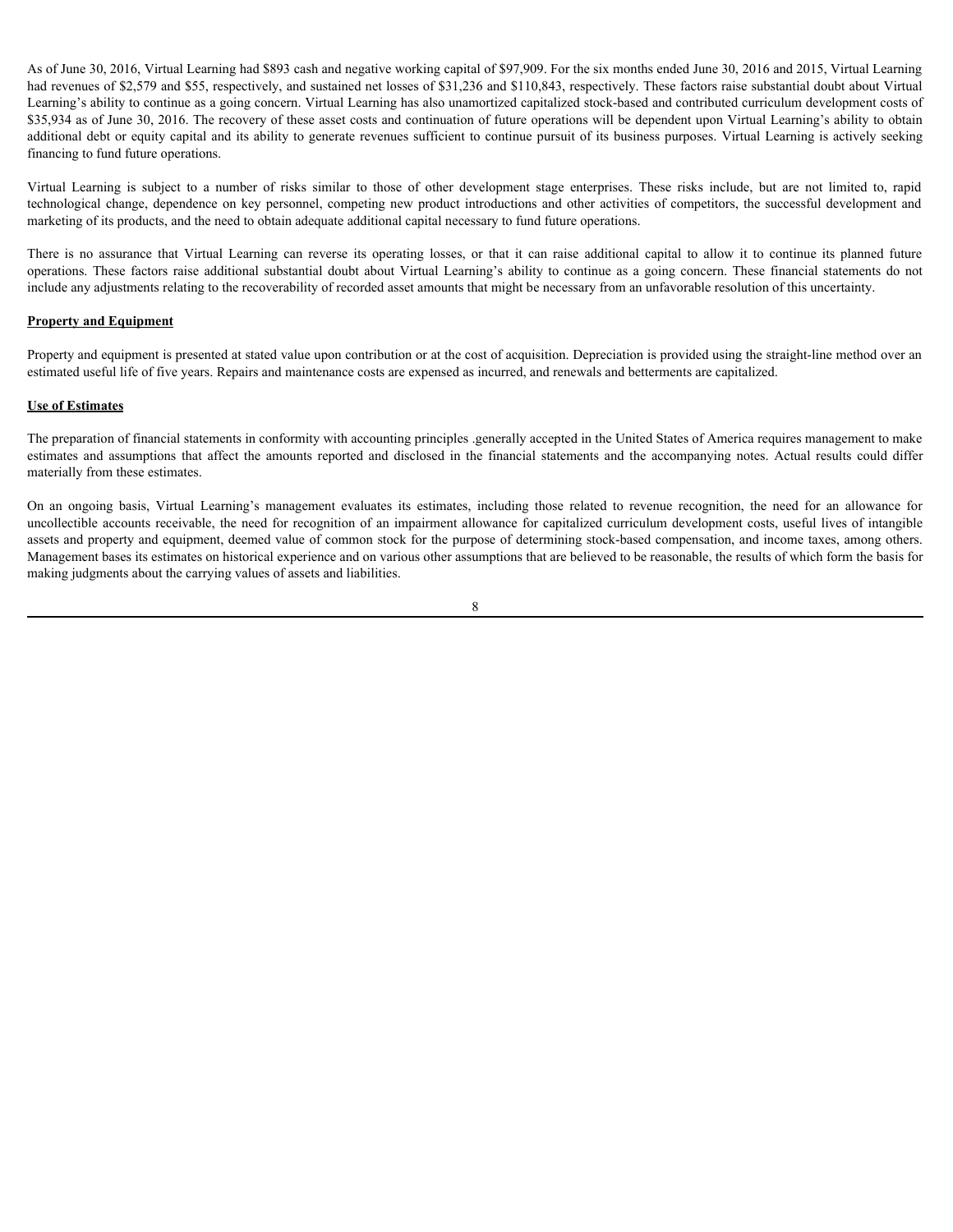As of June 30, 2016, Virtual Learning had $893 cash and negative working capital of $97,909. For the six months ended June 30, 2016 and 2015, Virtual Learning had revenues of $2,579 and $55, respectively, and sustained net losses of $31,236 and $110,843, respectively. These factors raise substantial doubt about Virtual Learning's ability to continue as a going concern. Virtual Learning has also unamortized capitalized stock-based and contributed curriculum development costs of $35,934 as of June 30, 2016. The recovery of these asset costs and continuation of future operations will be dependent upon Virtual Learning's ability to obtain additional debt or equity capital and its ability to generate revenues sufficient to continue pursuit of its business purposes. Virtual Learning is actively seeking financing to fund future operations.

Virtual Learning is subject to a number of risks similar to those of other development stage enterprises. These risks include, but are not limited to, rapid technological change, dependence on key personnel, competing new product introductions and other activities of competitors, the successful development and marketing of its products, and the need to obtain adequate additional capital necessary to fund future operations.

There is no assurance that Virtual Learning can reverse its operating losses, or that it can raise additional capital to allow it to continue its planned future operations. These factors raise additional substantial doubt about Virtual Learning's ability to continue as a going concern. These financial statements do not include any adjustments relating to the recoverability of recorded asset amounts that might be necessary from an unfavorable resolution of this uncertainty.

**Property and Equipment**

Property and equipment is presented at stated value upon contribution or at the cost of acquisition. Depreciation is provided using the straight-line method over an estimated useful life of five years. Repairs and maintenance costs are expensed as incurred, and renewals and betterments are capitalized.

**Use of Estimates**

The preparation of financial statements in conformity with accounting principles .generally accepted in the United States of America requires management to make estimates and assumptions that affect the amounts reported and disclosed in the financial statements and the accompanying notes. Actual results could differ materially from these estimates.

On an ongoing basis, Virtual Learning's management evaluates its estimates, including those related to revenue recognition, the need for an allowance for uncollectible accounts receivable, the need for recognition of an impairment allowance for capitalized curriculum development costs, useful lives of intangible assets and property and equipment, deemed value of common stock for the purpose of determining stock-based compensation, and income taxes, among others. Management bases its estimates on historical experience and on various other assumptions that are believed to be reasonable, the results of which form the basis for making judgments about the carrying values of assets and liabilities.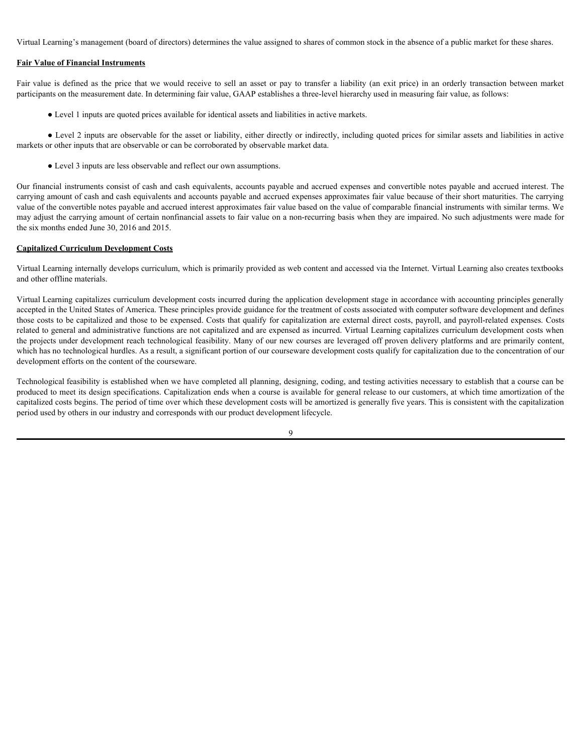Virtual Learning's management (board of directors) determines the value assigned to shares of common stock in the absence of a public market for these shares.

**Fair Value of Financial Instruments**

Fair value is defined as the price that we would receive to sell an asset or pay to transfer a liability (an exit price) in an orderly transaction between market participants on the measurement date. In determining fair value, GAAP establishes a three-level hierarchy used in measuring fair value, as follows:

- Level 1 inputs are quoted prices available for identical assets and liabilities in active markets.
- Level 2 inputs are observable for the asset or liability, either directly or indirectly, including quoted prices for similar assets and liabilities in active markets or other inputs that are observable or can be corroborated by observable market data.
- Level 3 inputs are less observable and reflect our own assumptions.

Our financial instruments consist of cash and cash equivalents, accounts payable and accrued expenses and convertible notes payable and accrued interest. The carrying amount of cash and cash equivalents and accounts payable and accrued expenses approximates fair value because of their short maturities. The carrying value of the convertible notes payable and accrued interest approximates fair value based on the value of comparable financial instruments with similar terms. We may adjust the carrying amount of certain nonfinancial assets to fair value on a non-recurring basis when they are impaired. No such adjustments were made for the six months ended June 30, 2016 and 2015.

**Capitalized Curriculum Development Costs**

Virtual Learning internally develops curriculum, which is primarily provided as web content and accessed via the Internet. Virtual Learning also creates textbooks and other offline materials.

Virtual Learning capitalizes curriculum development costs incurred during the application development stage in accordance with accounting principles generally accepted in the United States of America. These principles provide guidance for the treatment of costs associated with computer software development and defines those costs to be capitalized and those to be expensed. Costs that qualify for capitalization are external direct costs, payroll, and payroll-related expenses. Costs related to general and administrative functions are not capitalized and are expensed as incurred. Virtual Learning capitalizes curriculum development costs when the projects under development reach technological feasibility. Many of our new courses are leveraged off proven delivery platforms and are primarily content, which has no technological hurdles. As a result, a significant portion of our courseware development costs qualify for capitalization due to the concentration of our development efforts on the content of the courseware.

Technological feasibility is established when we have completed all planning, designing, coding, and testing activities necessary to establish that a course can be produced to meet its design specifications. Capitalization ends when a course is available for general release to our customers, at which time amortization of the capitalized costs begins. The period of time over which these development costs will be amortized is generally five years. This is consistent with the capitalization period used by others in our industry and corresponds with our product development lifecycle.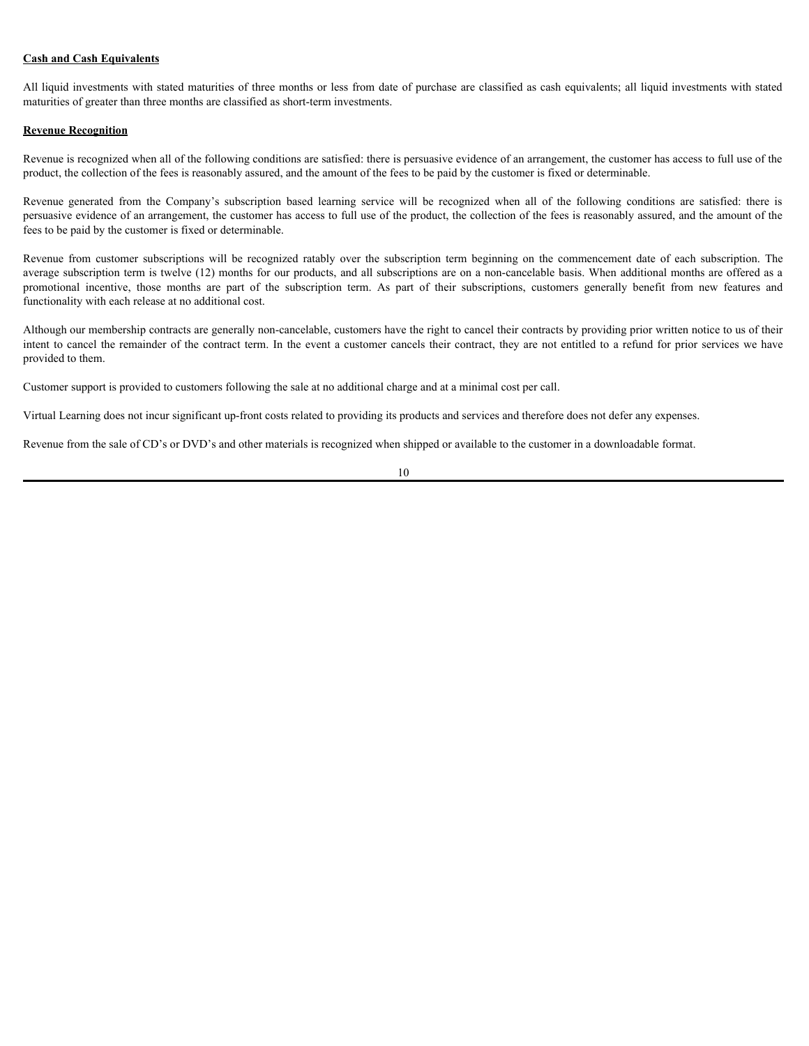**Cash and Cash Equivalents**

All liquid investments with stated maturities of three months or less from date of purchase are classified as cash equivalents; all liquid investments with stated maturities of greater than three months are classified as short-term investments.

**Revenue Recognition**

Revenue is recognized when all of the following conditions are satisfied: there is persuasive evidence of an arrangement, the customer has access to full use of the product, the collection of the fees is reasonably assured, and the amount of the fees to be paid by the customer is fixed or determinable.

Revenue generated from the Company's subscription based learning service will be recognized when all of the following conditions are satisfied: there is persuasive evidence of an arrangement, the customer has access to full use of the product, the collection of the fees is reasonably assured, and the amount of the fees to be paid by the customer is fixed or determinable.

Revenue from customer subscriptions will be recognized ratably over the subscription term beginning on the commencement date of each subscription. The average subscription term is twelve (12) months for our products, and all subscriptions are on a non-cancelable basis. When additional months are offered as a promotional incentive, those months are part of the subscription term. As part of their subscriptions, customers generally benefit from new features and functionality with each release at no additional cost.

Although our membership contracts are generally non-cancelable, customers have the right to cancel their contracts by providing prior written notice to us of their intent to cancel the remainder of the contract term. In the event a customer cancels their contract, they are not entitled to a refund for prior services we have provided to them.

Customer support is provided to customers following the sale at no additional charge and at a minimal cost per call.

Virtual Learning does not incur significant up-front costs related to providing its products and services and therefore does not defer any expenses.

Revenue from the sale of CD's or DVD's and other materials is recognized when shipped or available to the customer in a downloadable format.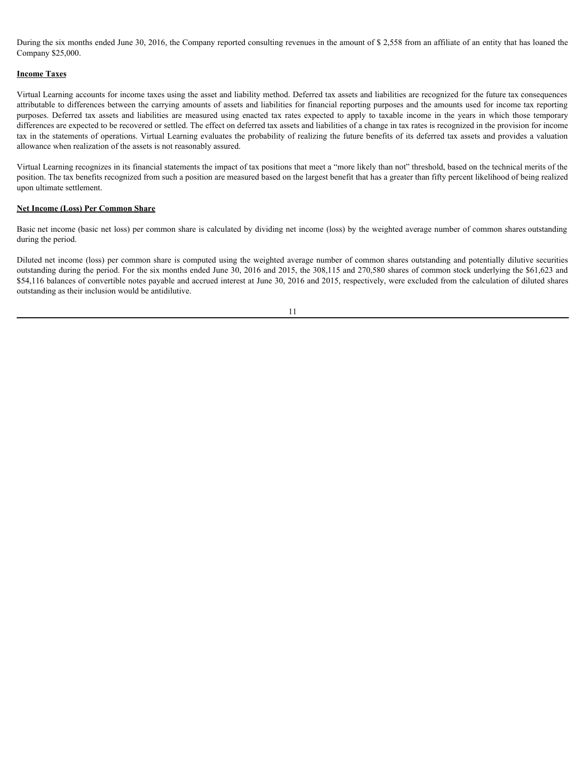During the six months ended June 30, 2016, the Company reported consulting revenues in the amount of $ 2,558 from an affiliate of an entity that has loaned the Company $25,000.

**Income Taxes**

Virtual Learning accounts for income taxes using the asset and liability method. Deferred tax assets and liabilities are recognized for the future tax consequences attributable to differences between the carrying amounts of assets and liabilities for financial reporting purposes and the amounts used for income tax reporting purposes. Deferred tax assets and liabilities are measured using enacted tax rates expected to apply to taxable income in the years in which those temporary differences are expected to be recovered or settled. The effect on deferred tax assets and liabilities of a change in tax rates is recognized in the provision for income tax in the statements of operations. Virtual Learning evaluates the probability of realizing the future benefits of its deferred tax assets and provides a valuation allowance when realization of the assets is not reasonably assured.

Virtual Learning recognizes in its financial statements the impact of tax positions that meet a "more likely than not" threshold, based on the technical merits of the position. The tax benefits recognized from such a position are measured based on the largest benefit that has a greater than fifty percent likelihood of being realized upon ultimate settlement.

**Net Income (Loss) Per Common Share**

Basic net income (basic net loss) per common share is calculated by dividing net income (loss) by the weighted average number of common shares outstanding during the period.

Diluted net income (loss) per common share is computed using the weighted average number of common shares outstanding and potentially dilutive securities outstanding during the period. For the six months ended June 30, 2016 and 2015, the 308,115 and 270,580 shares of common stock underlying the $61,623 and $54,116 balances of convertible notes payable and accrued interest at June 30, 2016 and 2015, respectively, were excluded from the calculation of diluted shares outstanding as their inclusion would be antidilutive.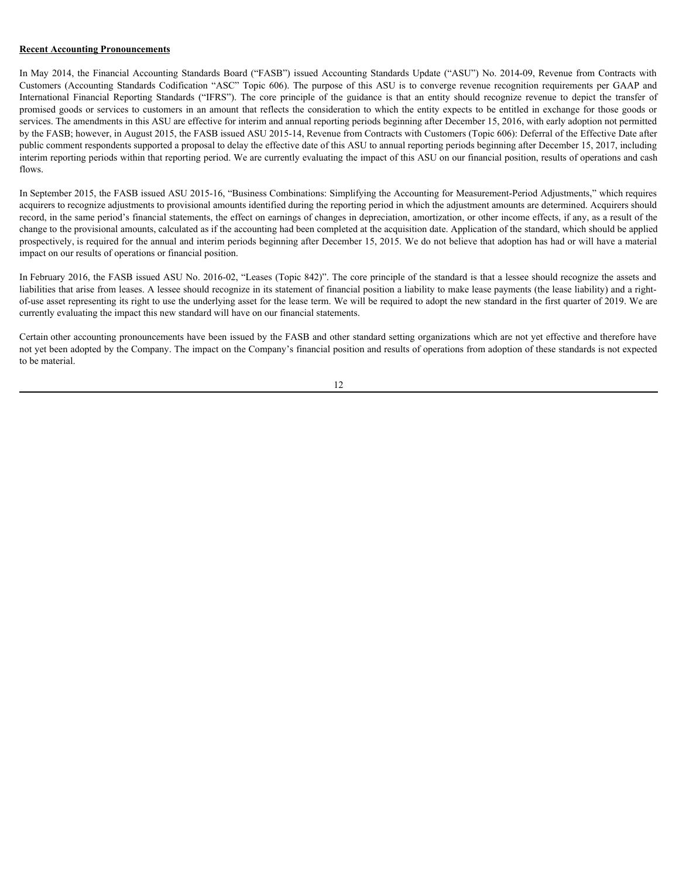**Recent Accounting Pronouncements**

In May 2014, the Financial Accounting Standards Board ("FASB") issued Accounting Standards Update ("ASU") No. 2014-09, Revenue from Contracts with Customers (Accounting Standards Codification "ASC" Topic 606). The purpose of this ASU is to converge revenue recognition requirements per GAAP and International Financial Reporting Standards ("IFRS"). The core principle of the guidance is that an entity should recognize revenue to depict the transfer of promised goods or services to customers in an amount that reflects the consideration to which the entity expects to be entitled in exchange for those goods or services. The amendments in this ASU are effective for interim and annual reporting periods beginning after December 15, 2016, with early adoption not permitted by the FASB; however, in August 2015, the FASB issued ASU 2015-14, Revenue from Contracts with Customers (Topic 606): Deferral of the Effective Date after public comment respondents supported a proposal to delay the effective date of this ASU to annual reporting periods beginning after December 15, 2017, including interim reporting periods within that reporting period. We are currently evaluating the impact of this ASU on our financial position, results of operations and cash flows.

In September 2015, the FASB issued ASU 2015-16, "Business Combinations: Simplifying the Accounting for Measurement-Period Adjustments," which requires acquirers to recognize adjustments to provisional amounts identified during the reporting period in which the adjustment amounts are determined. Acquirers should record, in the same period's financial statements, the effect on earnings of changes in depreciation, amortization, or other income effects, if any, as a result of the change to the provisional amounts, calculated as if the accounting had been completed at the acquisition date. Application of the standard, which should be applied prospectively, is required for the annual and interim periods beginning after December 15, 2015. We do not believe that adoption has had or will have a material impact on our results of operations or financial position.

In February 2016, the FASB issued ASU No. 2016-02, "Leases (Topic 842)". The core principle of the standard is that a lessee should recognize the assets and liabilities that arise from leases. A lessee should recognize in its statement of financial position a liability to make lease payments (the lease liability) and a right-of-use asset representing its right to use the underlying asset for the lease term. We will be required to adopt the new standard in the first quarter of 2019. We are currently evaluating the impact this new standard will have on our financial statements.

Certain other accounting pronouncements have been issued by the FASB and other standard setting organizations which are not yet effective and therefore have not yet been adopted by the Company. The impact on the Company's financial position and results of operations from adoption of these standards is not expected to be material.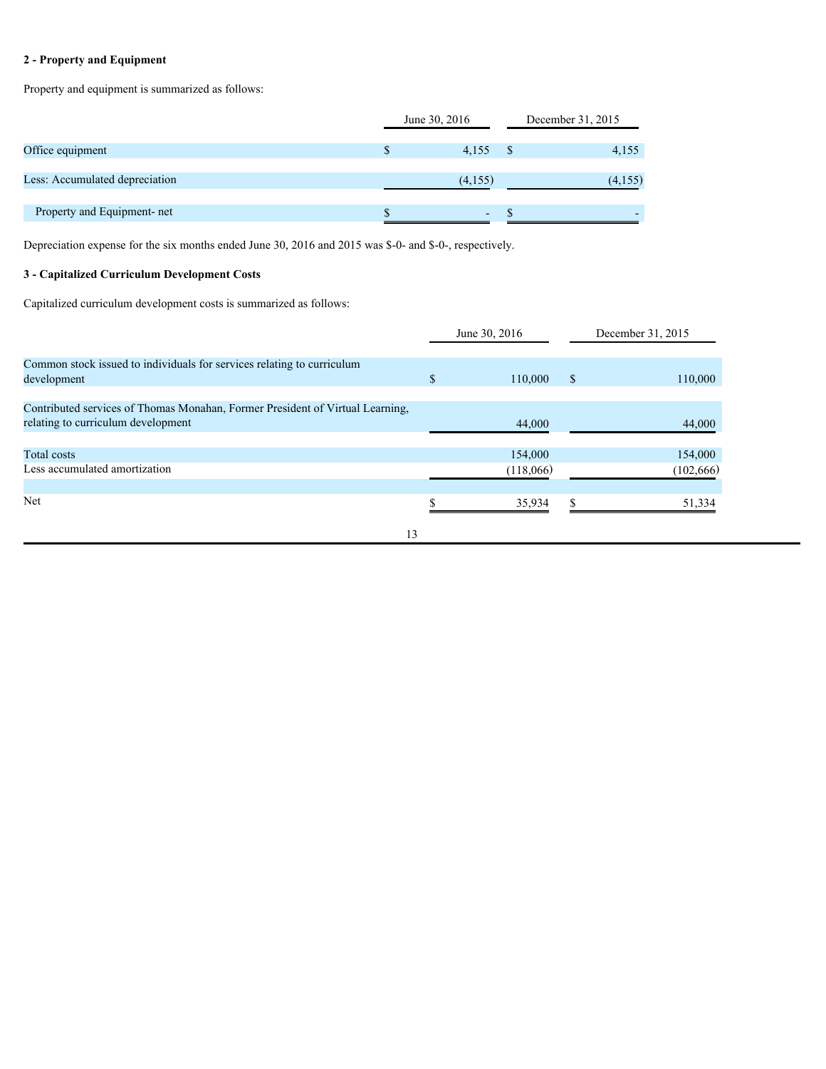**2 - Property and Equipment**

Property and equipment is summarized as follows:

| | June 30, 2016 | December 31, 2015 |
|---|---|---|
| Office equipment | $ 4,155 | $ 4,155 |
| Less: Accumulated depreciation | (4,155) | (4,155) |
| Property and Equipment- net | $ - | $ - |

Depreciation expense for the six months ended June 30, 2016 and 2015 was $-0- and $-0-, respectively.

**3 - Capitalized Curriculum Development Costs**

Capitalized curriculum development costs is summarized as follows:

| | June 30, 2016 | December 31, 2015 |
|---|---|---|
| Common stock issued to individuals for services relating to curriculum development | $ 110,000 | $ 110,000 |
| Contributed services of Thomas Monahan, Former President of Virtual Learning, relating to curriculum development | 44,000 | 44,000 |
| Total costs | 154,000 | 154,000 |
| Less accumulated amortization | (118,066) | (102,666) |
| Net | $ 35,934 | $ 51,334 |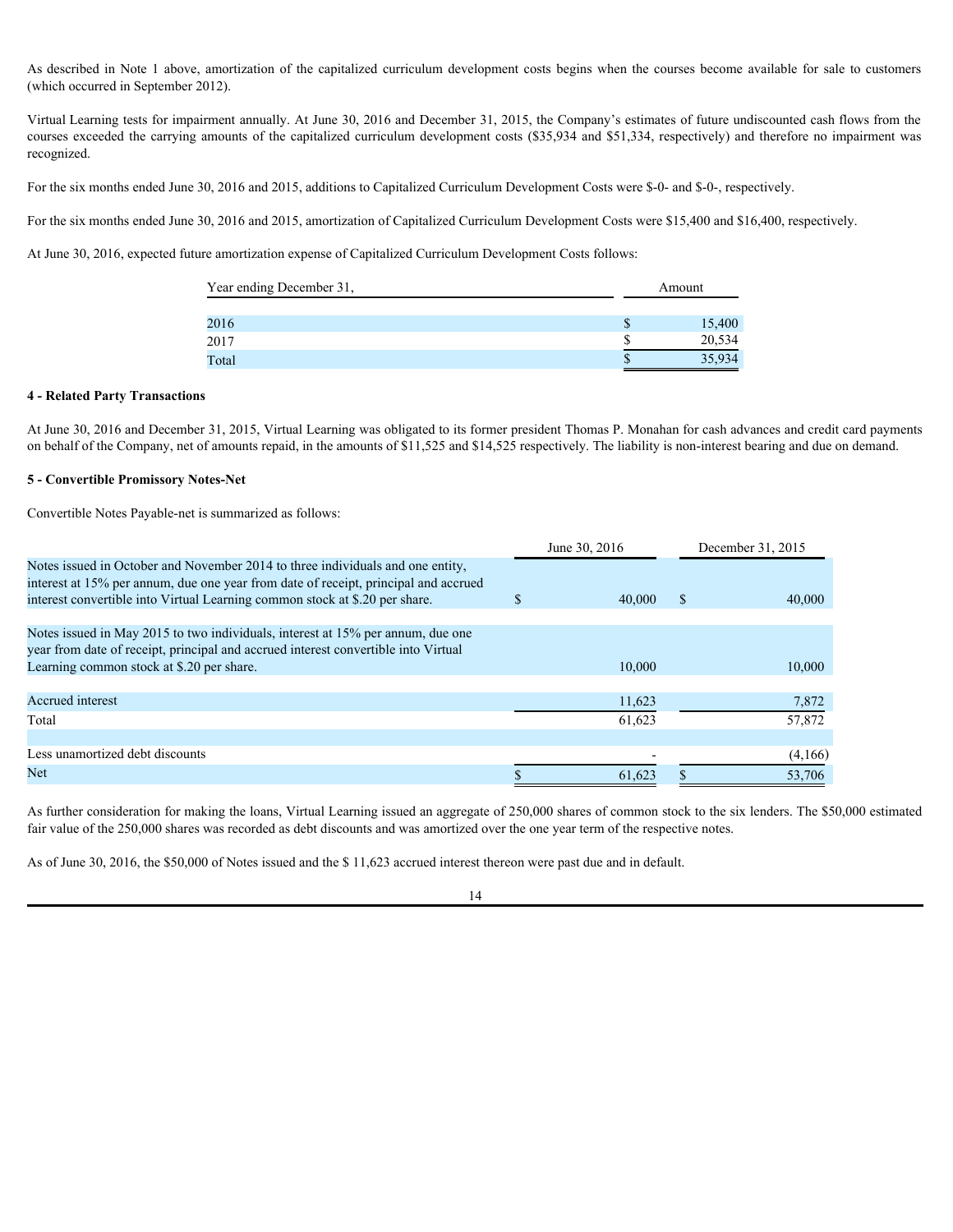As described in Note 1 above, amortization of the capitalized curriculum development costs begins when the courses become available for sale to customers (which occurred in September 2012).

Virtual Learning tests for impairment annually. At June 30, 2016 and December 31, 2015, the Company's estimates of future undiscounted cash flows from the courses exceeded the carrying amounts of the capitalized curriculum development costs ($35,934 and $51,334, respectively) and therefore no impairment was recognized.

For the six months ended June 30, 2016 and 2015, additions to Capitalized Curriculum Development Costs were $-0- and $-0-, respectively.

For the six months ended June 30, 2016 and 2015, amortization of Capitalized Curriculum Development Costs were $15,400 and $16,400, respectively.

At June 30, 2016, expected future amortization expense of Capitalized Curriculum Development Costs follows:

| Year ending December 31, | Amount |
|---|---|
| 2016 | $ 15,400 |
| 2017 | $ 20,534 |
| Total | $ 35,934 |

**4 - Related Party Transactions**

At June 30, 2016 and December 31, 2015, Virtual Learning was obligated to its former president Thomas P. Monahan for cash advances and credit card payments on behalf of the Company, net of amounts repaid, in the amounts of $11,525 and $14,525 respectively. The liability is non-interest bearing and due on demand.

**5 - Convertible Promissory Notes-Net**

Convertible Notes Payable-net is summarized as follows:

| | June 30, 2016 | December 31, 2015 |
|---|---|---|
| Notes issued in October and November 2014 to three individuals and one entity, interest at 15% per annum, due one year from date of receipt, principal and accrued interest convertible into Virtual Learning common stock at $.20 per share. | $ 40,000 | $ 40,000 |
| Notes issued in May 2015 to two individuals, interest at 15% per annum, due one year from date of receipt, principal and accrued interest convertible into Virtual Learning common stock at $.20 per share. | 10,000 | 10,000 |
| Accrued interest | 11,623 | 7,872 |
| Total | 61,623 | 57,872 |
| Less unamortized debt discounts | - | (4,166) |
| Net | $ 61,623 | $ 53,706 |

As further consideration for making the loans, Virtual Learning issued an aggregate of 250,000 shares of common stock to the six lenders. The $50,000 estimated fair value of the 250,000 shares was recorded as debt discounts and was amortized over the one year term of the respective notes.

As of June 30, 2016, the $50,000 of Notes issued and the $ 11,623 accrued interest thereon were past due and in default.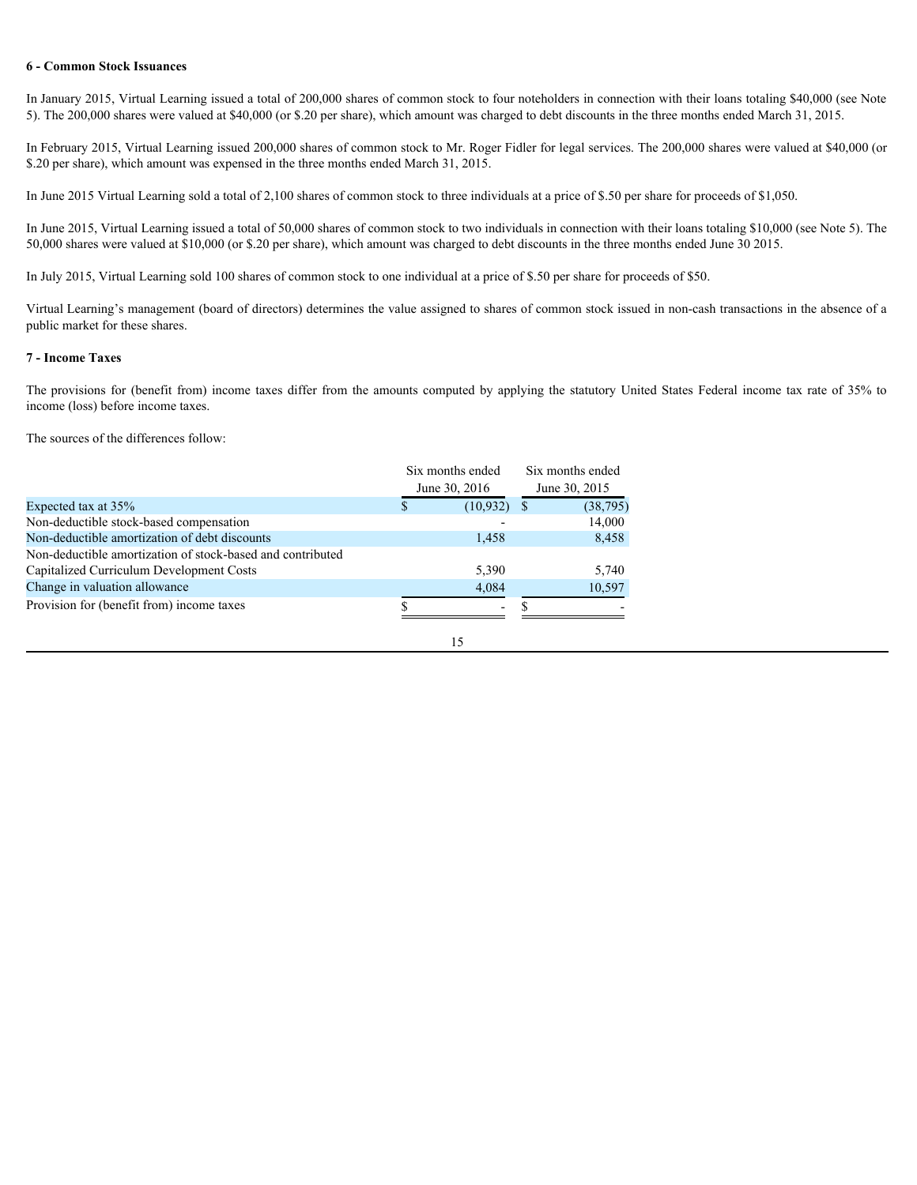**6 - Common Stock Issuances**

In January 2015, Virtual Learning issued a total of 200,000 shares of common stock to four noteholders in connection with their loans totaling $40,000 (see Note 5). The 200,000 shares were valued at $40,000 (or $.20 per share), which amount was charged to debt discounts in the three months ended March 31, 2015.

In February 2015, Virtual Learning issued 200,000 shares of common stock to Mr. Roger Fidler for legal services. The 200,000 shares were valued at $40,000 (or $.20 per share), which amount was expensed in the three months ended March 31, 2015.

In June 2015 Virtual Learning sold a total of 2,100 shares of common stock to three individuals at a price of $.50 per share for proceeds of $1,050.

In June 2015, Virtual Learning issued a total of 50,000 shares of common stock to two individuals in connection with their loans totaling $10,000 (see Note 5). The 50,000 shares were valued at $10,000 (or $.20 per share), which amount was charged to debt discounts in the three months ended June 30 2015.

In July 2015, Virtual Learning sold 100 shares of common stock to one individual at a price of $.50 per share for proceeds of $50.

Virtual Learning's management (board of directors) determines the value assigned to shares of common stock issued in non-cash transactions in the absence of a public market for these shares.

**7 - Income Taxes**

The provisions for (benefit from) income taxes differ from the amounts computed by applying the statutory United States Federal income tax rate of 35% to income (loss) before income taxes.

The sources of the differences follow:

| | Six months ended June 30, 2016 | Six months ended June 30, 2015 |
|---|---|---|
| Expected tax at 35% | $ (10,932) | $ (38,795) |
| Non-deductible stock-based compensation | - | 14,000 |
| Non-deductible amortization of debt discounts | 1,458 | 8,458 |
| Non-deductible amortization of stock-based and contributed Capitalized Curriculum Development Costs | 5,390 | 5,740 |
| Change in valuation allowance | 4,084 | 10,597 |
| Provision for (benefit from) income taxes | $ - | $ - |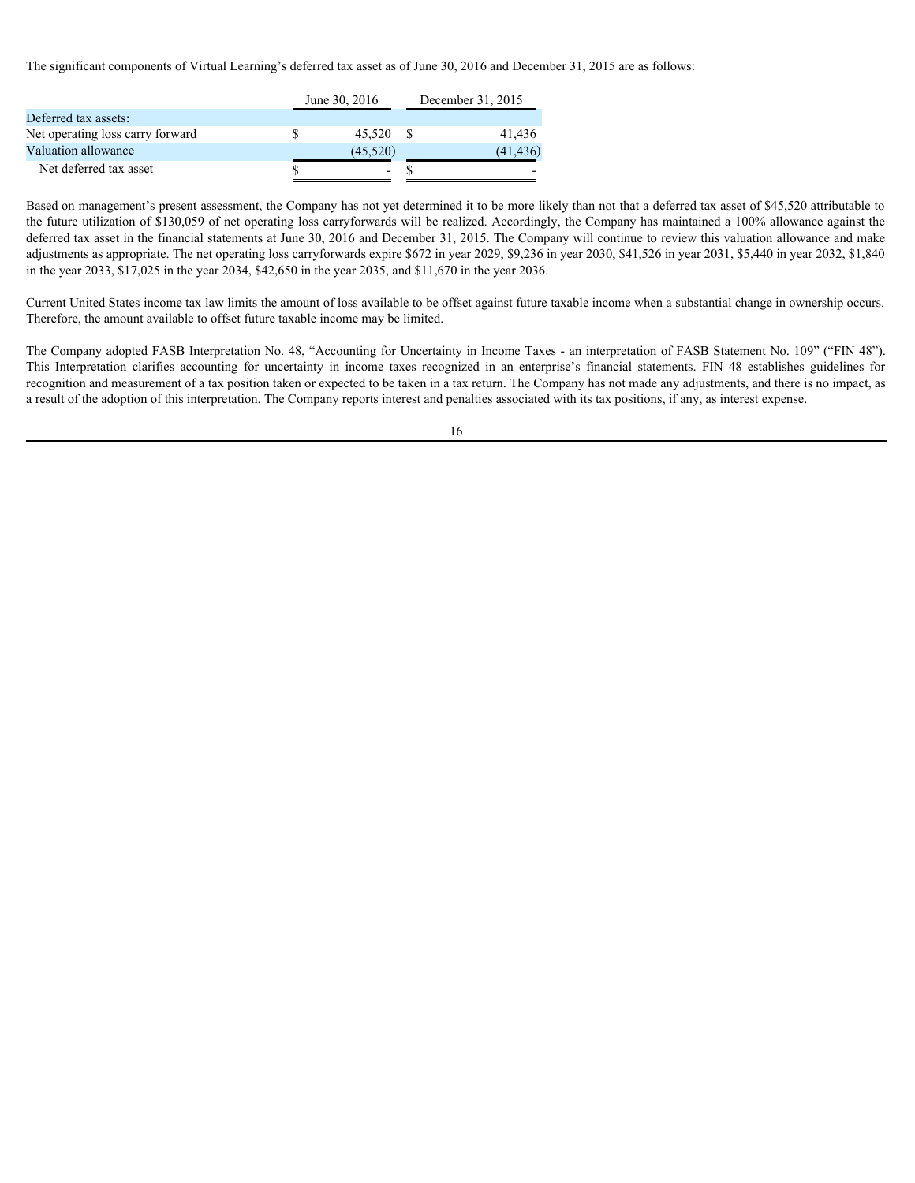The significant components of Virtual Learning's deferred tax asset as of June 30, 2016 and December 31, 2015 are as follows:

| | June 30, 2016 | December 31, 2015 |
| --- | --- | --- |
| Deferred tax assets: | | |
| Net operating loss carry forward | $ 45,520 | $ 41,436 |
| Valuation allowance | (45,520) | (41,436) |
| Net deferred tax asset | $ - | $ - |

Based on management's present assessment, the Company has not yet determined it to be more likely than not that a deferred tax asset of $45,520 attributable to the future utilization of $130,059 of net operating loss carryforwards will be realized. Accordingly, the Company has maintained a 100% allowance against the deferred tax asset in the financial statements at June 30, 2016 and December 31, 2015. The Company will continue to review this valuation allowance and make adjustments as appropriate. The net operating loss carryforwards expire $672 in year 2029, $9,236 in year 2030, $41,526 in year 2031, $5,440 in year 2032, $1,840 in the year 2033, $17,025 in the year 2034, $42,650 in the year 2035, and $11,670 in the year 2036.

Current United States income tax law limits the amount of loss available to be offset against future taxable income when a substantial change in ownership occurs. Therefore, the amount available to offset future taxable income may be limited.

The Company adopted FASB Interpretation No. 48, "Accounting for Uncertainty in Income Taxes - an interpretation of FASB Statement No. 109" ("FIN 48"). This Interpretation clarifies accounting for uncertainty in income taxes recognized in an enterprise's financial statements. FIN 48 establishes guidelines for recognition and measurement of a tax position taken or expected to be taken in a tax return. The Company has not made any adjustments, and there is no impact, as a result of the adoption of this interpretation. The Company reports interest and penalties associated with its tax positions, if any, as interest expense.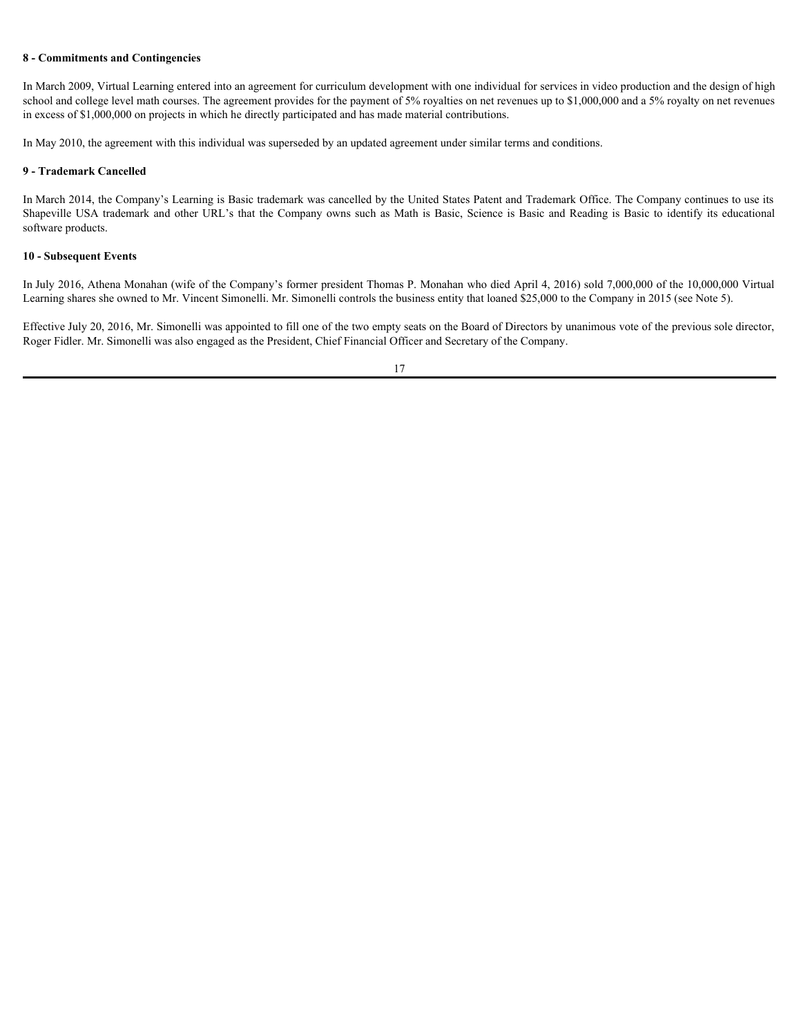**8 - Commitments and Contingencies**

In March 2009, Virtual Learning entered into an agreement for curriculum development with one individual for services in video production and the design of high school and college level math courses. The agreement provides for the payment of 5% royalties on net revenues up to $1,000,000 and a 5% royalty on net revenues in excess of $1,000,000 on projects in which he directly participated and has made material contributions.

In May 2010, the agreement with this individual was superseded by an updated agreement under similar terms and conditions.

**9 - Trademark Cancelled**

In March 2014, the Company's Learning is Basic trademark was cancelled by the United States Patent and Trademark Office. The Company continues to use its Shapeville USA trademark and other URL's that the Company owns such as Math is Basic, Science is Basic and Reading is Basic to identify its educational software products.

**10 - Subsequent Events**

In July 2016, Athena Monahan (wife of the Company's former president Thomas P. Monahan who died April 4, 2016) sold 7,000,000 of the 10,000,000 Virtual Learning shares she owned to Mr. Vincent Simonelli. Mr. Simonelli controls the business entity that loaned $25,000 to the Company in 2015 (see Note 5).

Effective July 20, 2016, Mr. Simonelli was appointed to fill one of the two empty seats on the Board of Directors by unanimous vote of the previous sole director, Roger Fidler. Mr. Simonelli was also engaged as the President, Chief Financial Officer and Secretary of the Company.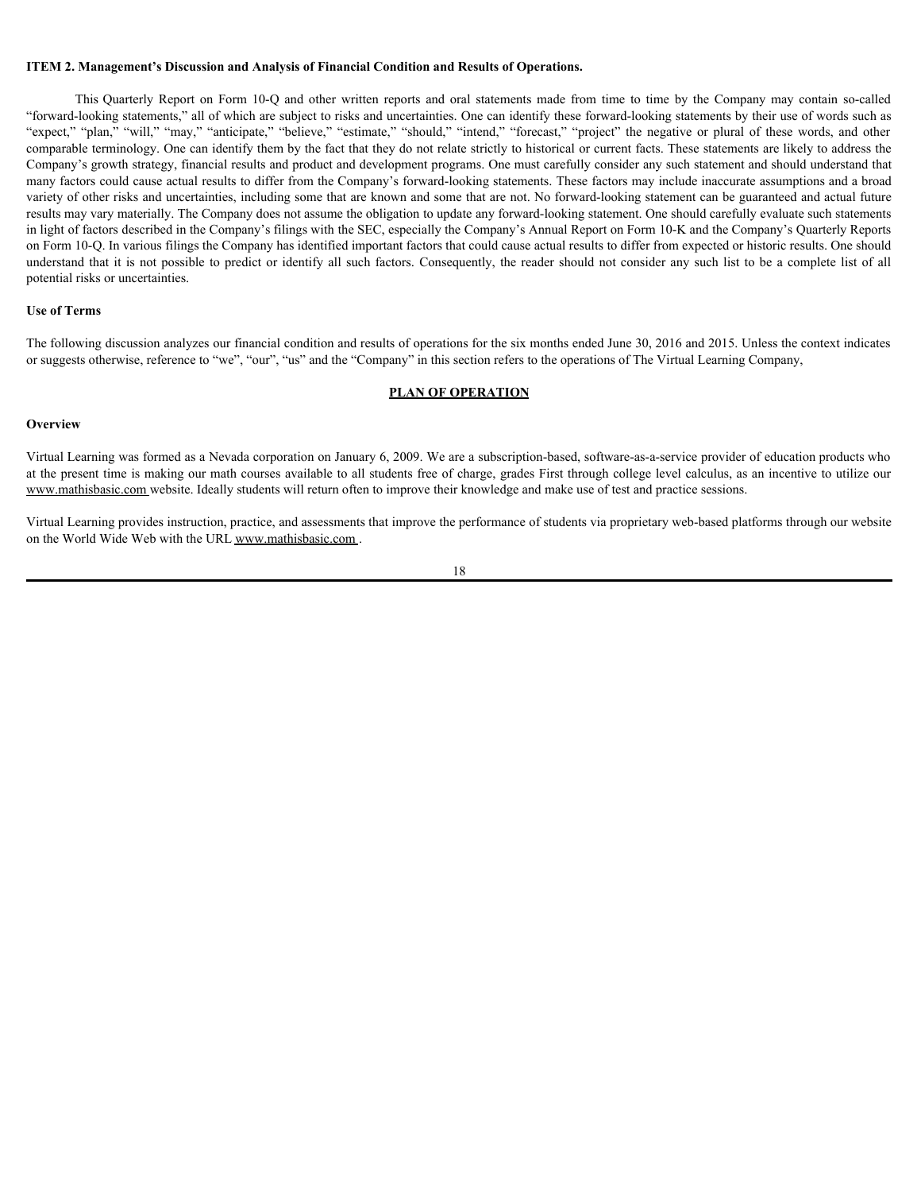**ITEM 2. Management's Discussion and Analysis of Financial Condition and Results of Operations.**

This Quarterly Report on Form 10-Q and other written reports and oral statements made from time to time by the Company may contain so-called "forward-looking statements," all of which are subject to risks and uncertainties. One can identify these forward-looking statements by their use of words such as "expect," "plan," "will," "may," "anticipate," "believe," "estimate," "should," "intend," "forecast," "project" the negative or plural of these words, and other comparable terminology. One can identify them by the fact that they do not relate strictly to historical or current facts. These statements are likely to address the Company's growth strategy, financial results and product and development programs. One must carefully consider any such statement and should understand that many factors could cause actual results to differ from the Company's forward-looking statements. These factors may include inaccurate assumptions and a broad variety of other risks and uncertainties, including some that are known and some that are not. No forward-looking statement can be guaranteed and actual future results may vary materially. The Company does not assume the obligation to update any forward-looking statement. One should carefully evaluate such statements in light of factors described in the Company's filings with the SEC, especially the Company's Annual Report on Form 10-K and the Company's Quarterly Reports on Form 10-Q. In various filings the Company has identified important factors that could cause actual results to differ from expected or historic results. One should understand that it is not possible to predict or identify all such factors. Consequently, the reader should not consider any such list to be a complete list of all potential risks or uncertainties.

**Use of Terms**

The following discussion analyzes our financial condition and results of operations for the six months ended June 30, 2016 and 2015. Unless the context indicates or suggests otherwise, reference to "we", "our", "us" and the "Company" in this section refers to the operations of The Virtual Learning Company,

**PLAN OF OPERATION**

**Overview**

Virtual Learning was formed as a Nevada corporation on January 6, 2009. We are a subscription-based, software-as-a-service provider of education products who at the present time is making our math courses available to all students free of charge, grades First through college level calculus, as an incentive to utilize our www.mathisbasic.com website. Ideally students will return often to improve their knowledge and make use of test and practice sessions.

Virtual Learning provides instruction, practice, and assessments that improve the performance of students via proprietary web-based platforms through our website on the World Wide Web with the URL www.mathisbasic.com .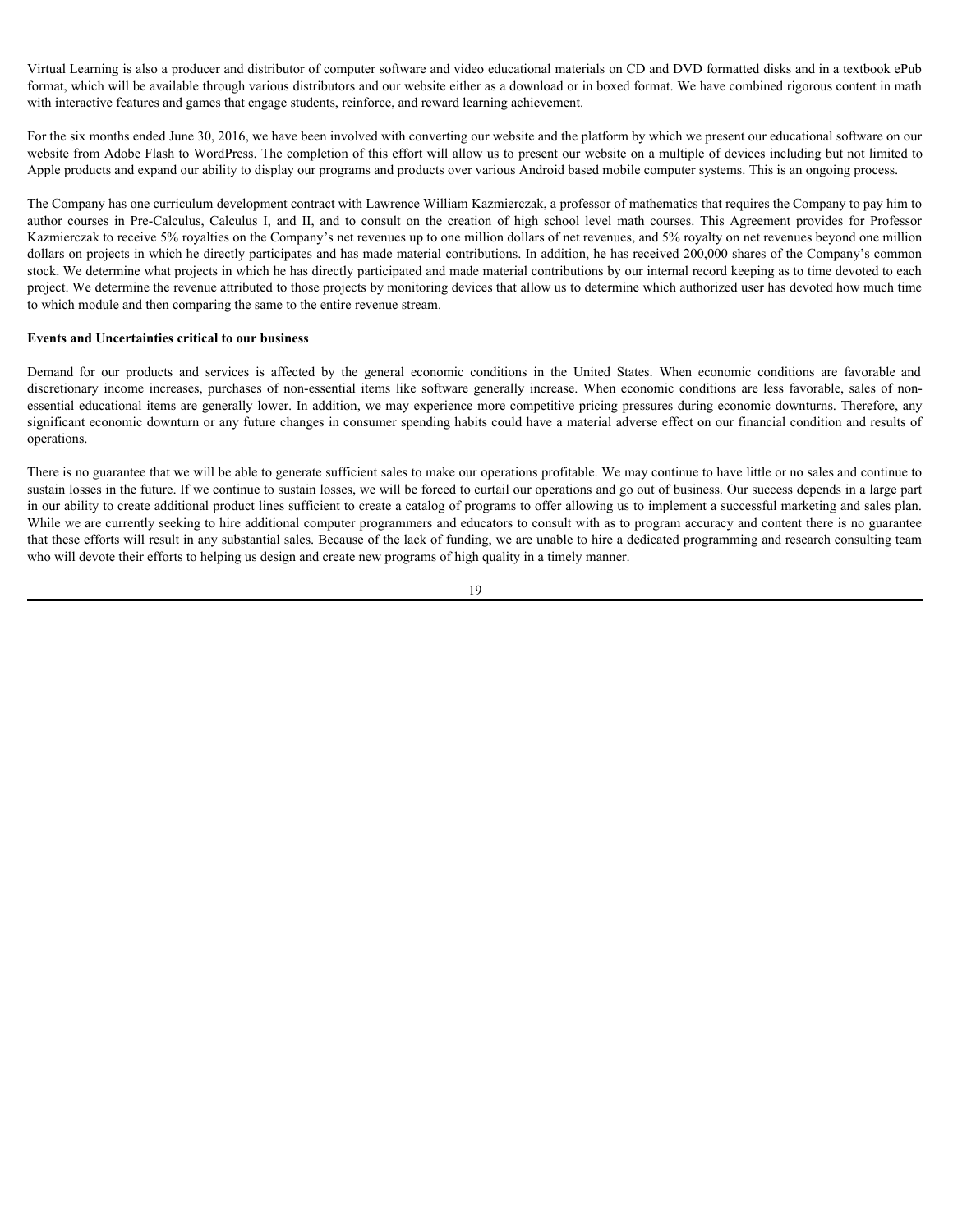Virtual Learning is also a producer and distributor of computer software and video educational materials on CD and DVD formatted disks and in a textbook ePub format, which will be available through various distributors and our website either as a download or in boxed format. We have combined rigorous content in math with interactive features and games that engage students, reinforce, and reward learning achievement.

For the six months ended June 30, 2016, we have been involved with converting our website and the platform by which we present our educational software on our website from Adobe Flash to WordPress. The completion of this effort will allow us to present our website on a multiple of devices including but not limited to Apple products and expand our ability to display our programs and products over various Android based mobile computer systems. This is an ongoing process.

The Company has one curriculum development contract with Lawrence William Kazmierczak, a professor of mathematics that requires the Company to pay him to author courses in Pre-Calculus, Calculus I, and II, and to consult on the creation of high school level math courses. This Agreement provides for Professor Kazmierczak to receive 5% royalties on the Company's net revenues up to one million dollars of net revenues, and 5% royalty on net revenues beyond one million dollars on projects in which he directly participates and has made material contributions. In addition, he has received 200,000 shares of the Company's common stock. We determine what projects in which he has directly participated and made material contributions by our internal record keeping as to time devoted to each project. We determine the revenue attributed to those projects by monitoring devices that allow us to determine which authorized user has devoted how much time to which module and then comparing the same to the entire revenue stream.

**Events and Uncertainties critical to our business**

Demand for our products and services is affected by the general economic conditions in the United States. When economic conditions are favorable and discretionary income increases, purchases of non-essential items like software generally increase. When economic conditions are less favorable, sales of non-essential educational items are generally lower. In addition, we may experience more competitive pricing pressures during economic downturns. Therefore, any significant economic downturn or any future changes in consumer spending habits could have a material adverse effect on our financial condition and results of operations.

There is no guarantee that we will be able to generate sufficient sales to make our operations profitable. We may continue to have little or no sales and continue to sustain losses in the future. If we continue to sustain losses, we will be forced to curtail our operations and go out of business. Our success depends in a large part in our ability to create additional product lines sufficient to create a catalog of programs to offer allowing us to implement a successful marketing and sales plan. While we are currently seeking to hire additional computer programmers and educators to consult with as to program accuracy and content there is no guarantee that these efforts will result in any substantial sales. Because of the lack of funding, we are unable to hire a dedicated programming and research consulting team who will devote their efforts to helping us design and create new programs of high quality in a timely manner.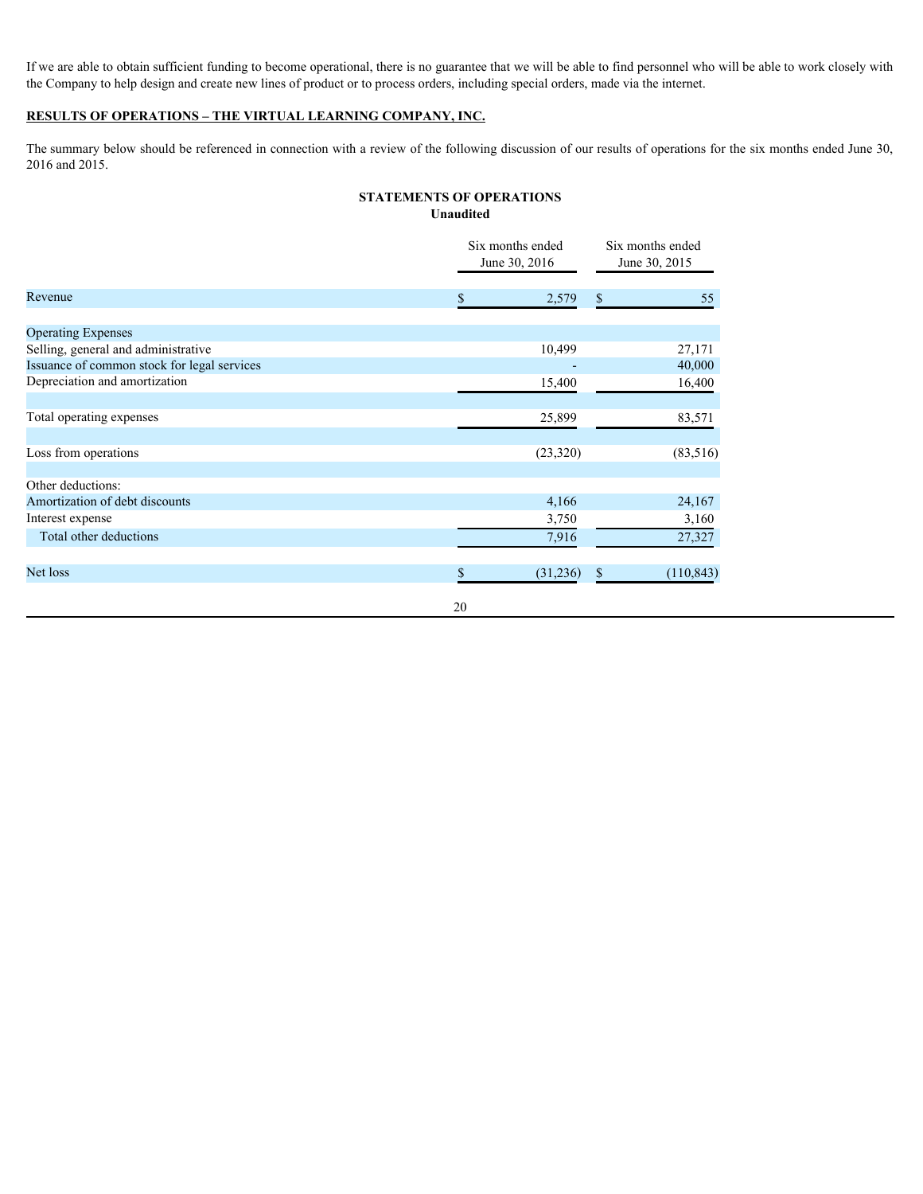If we are able to obtain sufficient funding to become operational, there is no guarantee that we will be able to find personnel who will be able to work closely with the Company to help design and create new lines of product or to process orders, including special orders, made via the internet.

**RESULTS OF OPERATIONS – THE VIRTUAL LEARNING COMPANY, INC.**

The summary below should be referenced in connection with a review of the following discussion of our results of operations for the six months ended June 30, 2016 and 2015.

**STATEMENTS OF OPERATIONS**
**Unaudited**

| | Six months ended June 30, 2016 | Six months ended June 30, 2015 |
|---|---|---|
| Revenue | $ 2,579 | $ 55 |
| Operating Expenses | | |
| Selling, general and administrative | 10,499 | 27,171 |
| Issuance of common stock for legal services | - | 40,000 |
| Depreciation and amortization | 15,400 | 16,400 |
| Total operating expenses | 25,899 | 83,571 |
| Loss from operations | (23,320) | (83,516) |
| Other deductions: | | |
| Amortization of debt discounts | 4,166 | 24,167 |
| Interest expense | 3,750 | 3,160 |
| Total other deductions | 7,916 | 27,327 |
| Net loss | $ (31,236) | $ (110,843) |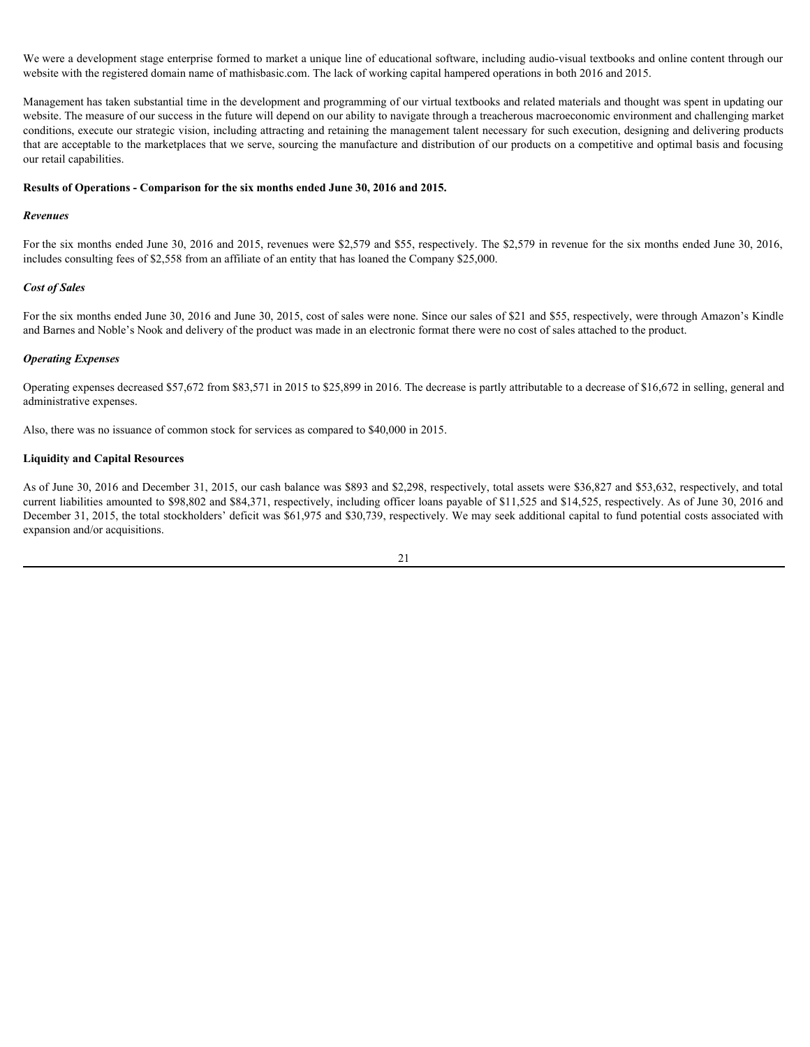We were a development stage enterprise formed to market a unique line of educational software, including audio-visual textbooks and online content through our website with the registered domain name of mathisbasic.com. The lack of working capital hampered operations in both 2016 and 2015.

Management has taken substantial time in the development and programming of our virtual textbooks and related materials and thought was spent in updating our website. The measure of our success in the future will depend on our ability to navigate through a treacherous macroeconomic environment and challenging market conditions, execute our strategic vision, including attracting and retaining the management talent necessary for such execution, designing and delivering products that are acceptable to the marketplaces that we serve, sourcing the manufacture and distribution of our products on a competitive and optimal basis and focusing our retail capabilities.

**Results of Operations - Comparison for the six months ended June 30, 2016 and 2015.**

***Revenues***

For the six months ended June 30, 2016 and 2015, revenues were $2,579 and $55, respectively. The $2,579 in revenue for the six months ended June 30, 2016, includes consulting fees of $2,558 from an affiliate of an entity that has loaned the Company $25,000.

***Cost of Sales***

For the six months ended June 30, 2016 and June 30, 2015, cost of sales were none. Since our sales of $21 and $55, respectively, were through Amazon's Kindle and Barnes and Noble's Nook and delivery of the product was made in an electronic format there were no cost of sales attached to the product.

***Operating Expenses***

Operating expenses decreased $57,672 from $83,571 in 2015 to $25,899 in 2016. The decrease is partly attributable to a decrease of $16,672 in selling, general and administrative expenses.

Also, there was no issuance of common stock for services as compared to $40,000 in 2015.

**Liquidity and Capital Resources**

As of June 30, 2016 and December 31, 2015, our cash balance was $893 and $2,298, respectively, total assets were $36,827 and $53,632, respectively, and total current liabilities amounted to $98,802 and $84,371, respectively, including officer loans payable of $11,525 and $14,525, respectively. As of June 30, 2016 and December 31, 2015, the total stockholders' deficit was $61,975 and $30,739, respectively. We may seek additional capital to fund potential costs associated with expansion and/or acquisitions.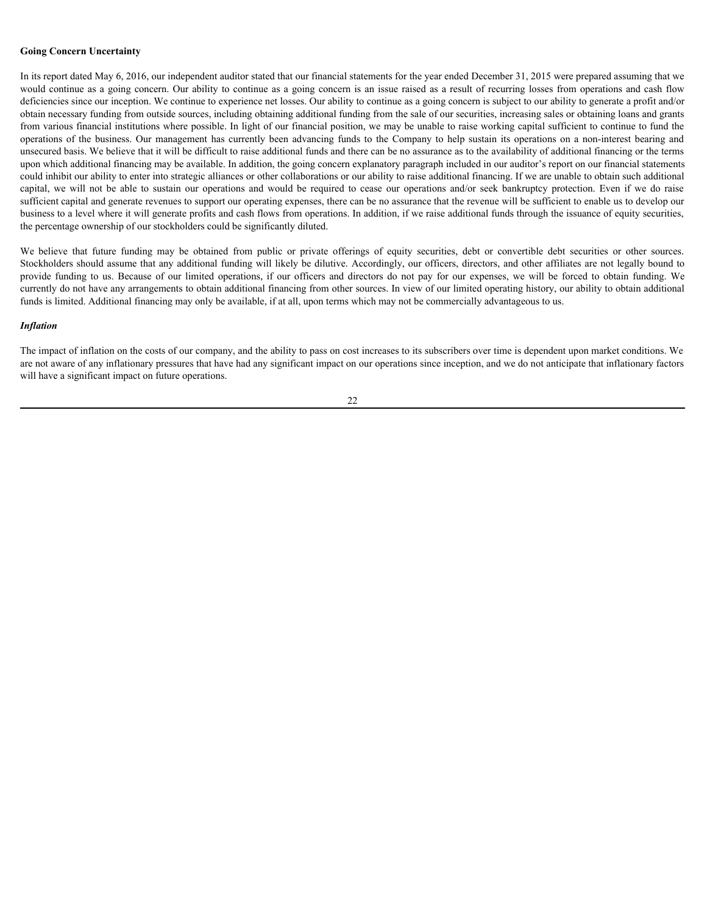**Going Concern Uncertainty**

In its report dated May 6, 2016, our independent auditor stated that our financial statements for the year ended December 31, 2015 were prepared assuming that we would continue as a going concern. Our ability to continue as a going concern is an issue raised as a result of recurring losses from operations and cash flow deficiencies since our inception. We continue to experience net losses. Our ability to continue as a going concern is subject to our ability to generate a profit and/or obtain necessary funding from outside sources, including obtaining additional funding from the sale of our securities, increasing sales or obtaining loans and grants from various financial institutions where possible. In light of our financial position, we may be unable to raise working capital sufficient to continue to fund the operations of the business. Our management has currently been advancing funds to the Company to help sustain its operations on a non-interest bearing and unsecured basis. We believe that it will be difficult to raise additional funds and there can be no assurance as to the availability of additional financing or the terms upon which additional financing may be available. In addition, the going concern explanatory paragraph included in our auditor's report on our financial statements could inhibit our ability to enter into strategic alliances or other collaborations or our ability to raise additional financing. If we are unable to obtain such additional capital, we will not be able to sustain our operations and would be required to cease our operations and/or seek bankruptcy protection. Even if we do raise sufficient capital and generate revenues to support our operating expenses, there can be no assurance that the revenue will be sufficient to enable us to develop our business to a level where it will generate profits and cash flows from operations. In addition, if we raise additional funds through the issuance of equity securities, the percentage ownership of our stockholders could be significantly diluted.

We believe that future funding may be obtained from public or private offerings of equity securities, debt or convertible debt securities or other sources. Stockholders should assume that any additional funding will likely be dilutive. Accordingly, our officers, directors, and other affiliates are not legally bound to provide funding to us. Because of our limited operations, if our officers and directors do not pay for our expenses, we will be forced to obtain funding. We currently do not have any arrangements to obtain additional financing from other sources. In view of our limited operating history, our ability to obtain additional funds is limited. Additional financing may only be available, if at all, upon terms which may not be commercially advantageous to us.

***Inflation***

The impact of inflation on the costs of our company, and the ability to pass on cost increases to its subscribers over time is dependent upon market conditions. We are not aware of any inflationary pressures that have had any significant impact on our operations since inception, and we do not anticipate that inflationary factors will have a significant impact on future operations.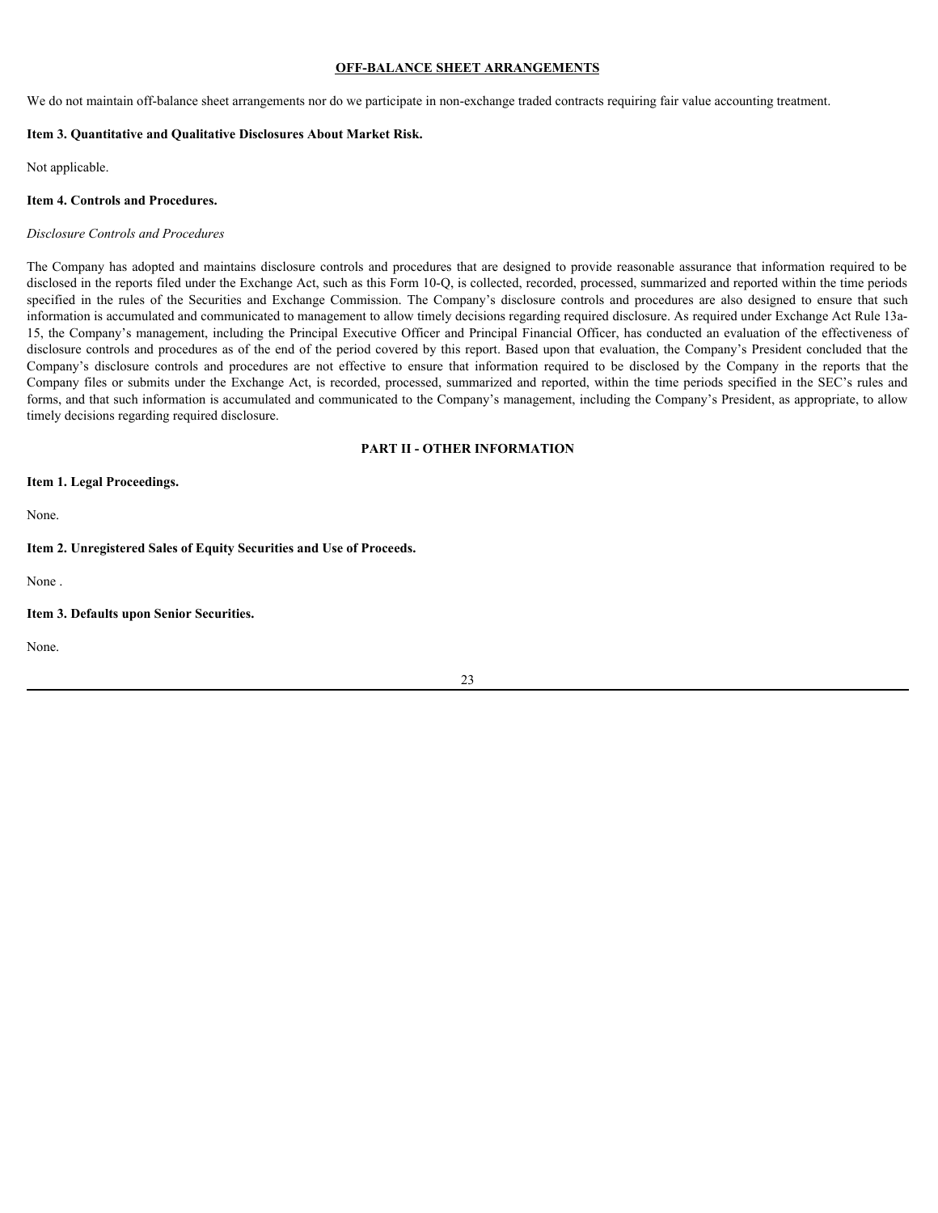**OFF-BALANCE SHEET ARRANGEMENTS**

We do not maintain off-balance sheet arrangements nor do we participate in non-exchange traded contracts requiring fair value accounting treatment.

**Item 3. Quantitative and Qualitative Disclosures About Market Risk.**

Not applicable.

**Item 4. Controls and Procedures.**

*Disclosure Controls and Procedures*

The Company has adopted and maintains disclosure controls and procedures that are designed to provide reasonable assurance that information required to be disclosed in the reports filed under the Exchange Act, such as this Form 10-Q, is collected, recorded, processed, summarized and reported within the time periods specified in the rules of the Securities and Exchange Commission. The Company's disclosure controls and procedures are also designed to ensure that such information is accumulated and communicated to management to allow timely decisions regarding required disclosure. As required under Exchange Act Rule 13a-15, the Company's management, including the Principal Executive Officer and Principal Financial Officer, has conducted an evaluation of the effectiveness of disclosure controls and procedures as of the end of the period covered by this report. Based upon that evaluation, the Company's President concluded that the Company's disclosure controls and procedures are not effective to ensure that information required to be disclosed by the Company in the reports that the Company files or submits under the Exchange Act, is recorded, processed, summarized and reported, within the time periods specified in the SEC's rules and forms, and that such information is accumulated and communicated to the Company's management, including the Company's President, as appropriate, to allow timely decisions regarding required disclosure.

**PART II - OTHER INFORMATION**

**Item 1. Legal Proceedings.**

None.

**Item 2. Unregistered Sales of Equity Securities and Use of Proceeds.**

None .

**Item 3. Defaults upon Senior Securities.**

None.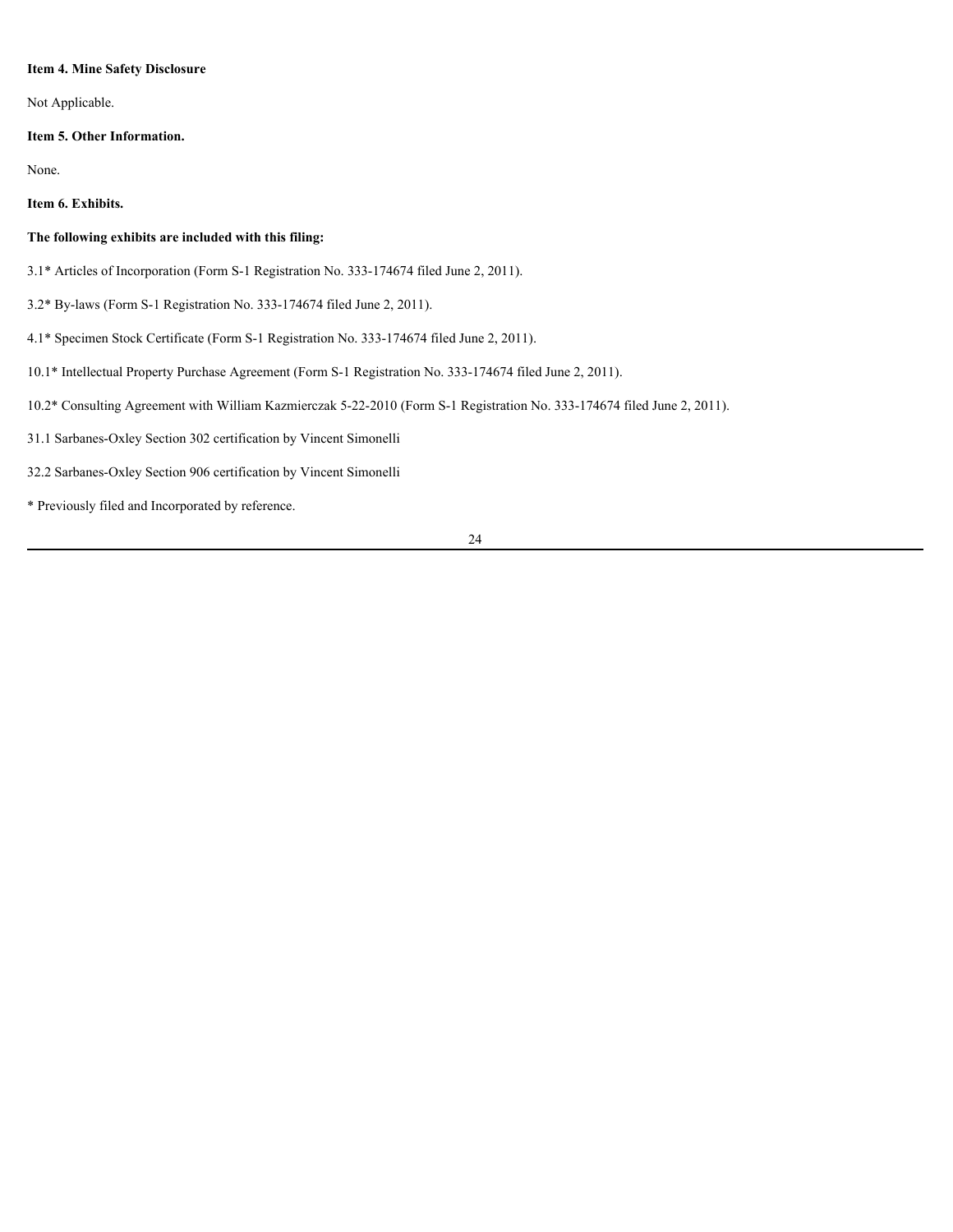**Item 4. Mine Safety Disclosure**

Not Applicable.

**Item 5. Other Information.**

None.

**Item 6. Exhibits.**

**The following exhibits are included with this filing:**

3.1* Articles of Incorporation (Form S-1 Registration No. 333-174674 filed June 2, 2011).

3.2* By-laws (Form S-1 Registration No. 333-174674 filed June 2, 2011).

4.1* Specimen Stock Certificate (Form S-1 Registration No. 333-174674 filed June 2, 2011).

10.1* Intellectual Property Purchase Agreement (Form S-1 Registration No. 333-174674 filed June 2, 2011).

10.2* Consulting Agreement with William Kazmierczak 5-22-2010 (Form S-1 Registration No. 333-174674 filed June 2, 2011).

31.1 Sarbanes-Oxley Section 302 certification by Vincent Simonelli

32.2 Sarbanes-Oxley Section 906 certification by Vincent Simonelli

* Previously filed and Incorporated by reference.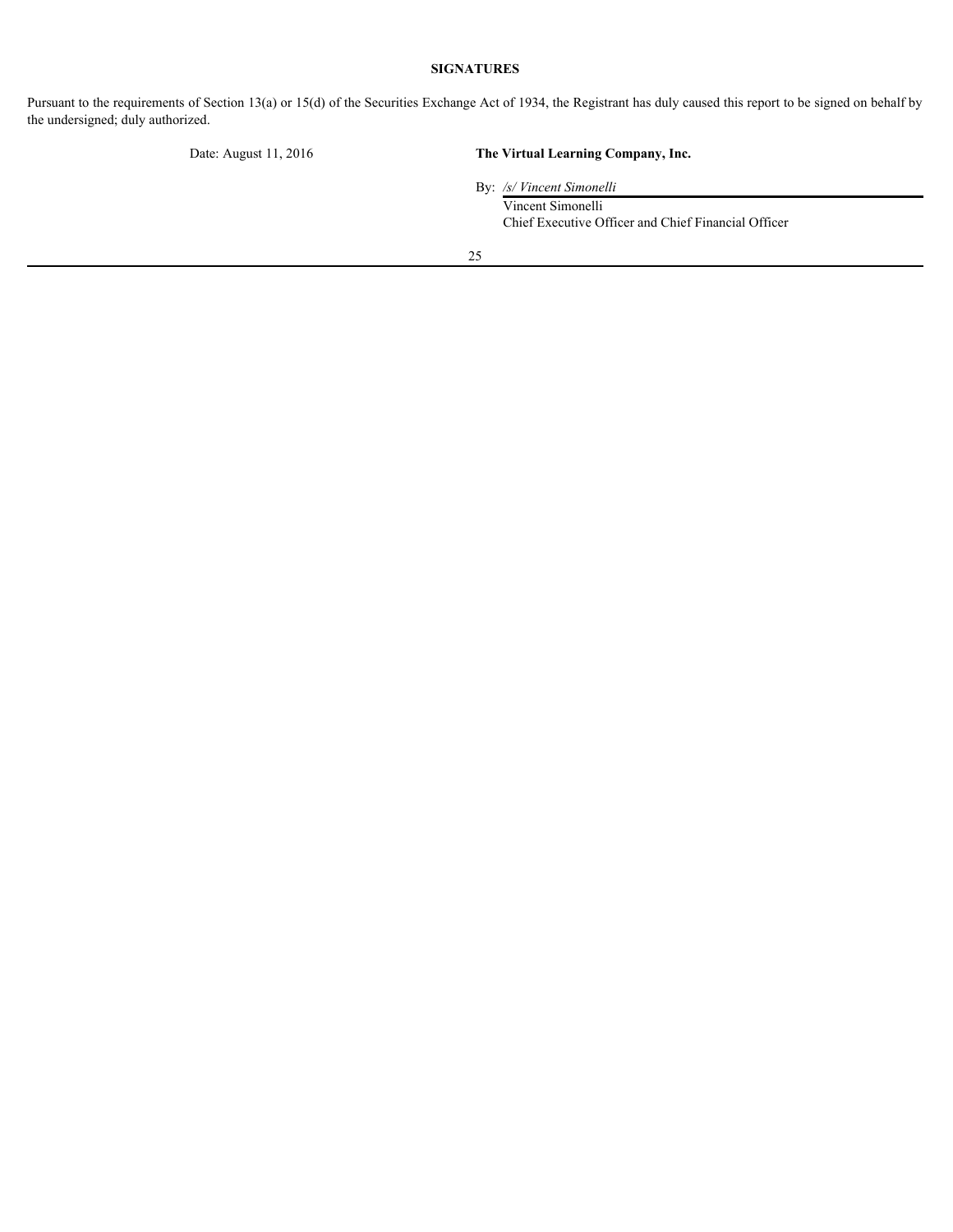## SIGNATURES

Pursuant to the requirements of Section 13(a) or 15(d) of the Securities Exchange Act of 1934, the Registrant has duly caused this report to be signed on behalf by the undersigned; duly authorized.

Date: August 11, 2016

**The Virtual Learning Company, Inc.**

By: */s/ Vincent Simonelli*

Vincent Simonelli

Chief Executive Officer and Chief Financial Officer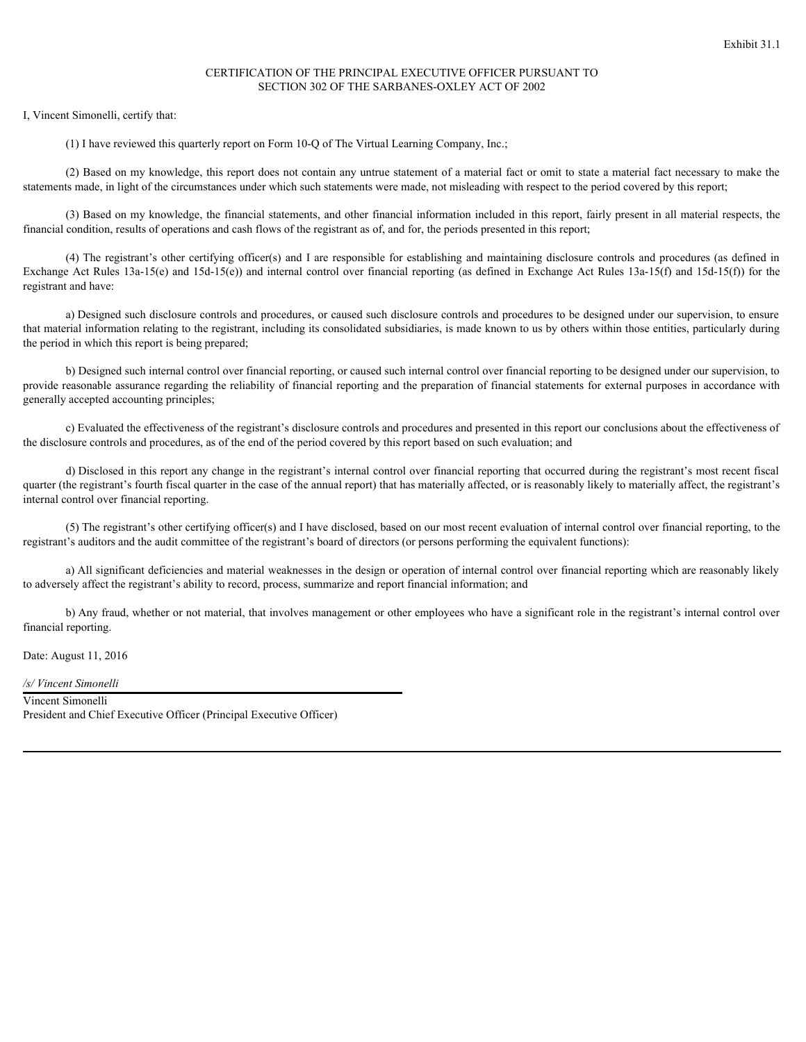Exhibit 31.1

# CERTIFICATION OF THE PRINCIPAL EXECUTIVE OFFICER PURSUANT TO SECTION 302 OF THE SARBANES-OXLEY ACT OF 2002

I, Vincent Simonelli, certify that:

(1) I have reviewed this quarterly report on Form 10-Q of The Virtual Learning Company, Inc.;

(2) Based on my knowledge, this report does not contain any untrue statement of a material fact or omit to state a material fact necessary to make the statements made, in light of the circumstances under which such statements were made, not misleading with respect to the period covered by this report;

(3) Based on my knowledge, the financial statements, and other financial information included in this report, fairly present in all material respects, the financial condition, results of operations and cash flows of the registrant as of, and for, the periods presented in this report;

(4) The registrant's other certifying officer(s) and I are responsible for establishing and maintaining disclosure controls and procedures (as defined in Exchange Act Rules 13a-15(e) and 15d-15(e)) and internal control over financial reporting (as defined in Exchange Act Rules 13a-15(f) and 15d-15(f)) for the registrant and have:

a) Designed such disclosure controls and procedures, or caused such disclosure controls and procedures to be designed under our supervision, to ensure that material information relating to the registrant, including its consolidated subsidiaries, is made known to us by others within those entities, particularly during the period in which this report is being prepared;

b) Designed such internal control over financial reporting, or caused such internal control over financial reporting to be designed under our supervision, to provide reasonable assurance regarding the reliability of financial reporting and the preparation of financial statements for external purposes in accordance with generally accepted accounting principles;

c) Evaluated the effectiveness of the registrant's disclosure controls and procedures and presented in this report our conclusions about the effectiveness of the disclosure controls and procedures, as of the end of the period covered by this report based on such evaluation; and

d) Disclosed in this report any change in the registrant's internal control over financial reporting that occurred during the registrant's most recent fiscal quarter (the registrant's fourth fiscal quarter in the case of the annual report) that has materially affected, or is reasonably likely to materially affect, the registrant's internal control over financial reporting.

(5) The registrant's other certifying officer(s) and I have disclosed, based on our most recent evaluation of internal control over financial reporting, to the registrant's auditors and the audit committee of the registrant's board of directors (or persons performing the equivalent functions):

a) All significant deficiencies and material weaknesses in the design or operation of internal control over financial reporting which are reasonably likely to adversely affect the registrant's ability to record, process, summarize and report financial information; and

b) Any fraud, whether or not material, that involves management or other employees who have a significant role in the registrant's internal control over financial reporting.

Date: August 11, 2016

*/s/ Vincent Simonelli*

Vincent Simonelli
President and Chief Executive Officer (Principal Executive Officer)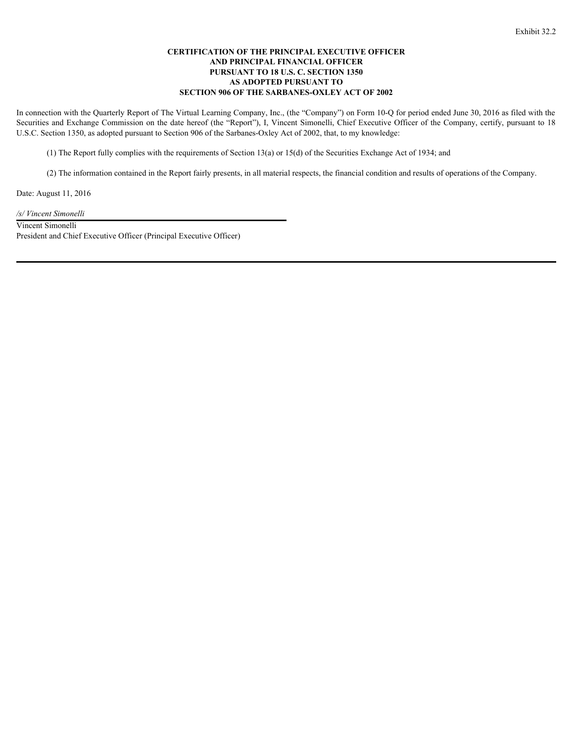Exhibit 32.2

**CERTIFICATION OF THE PRINCIPAL EXECUTIVE OFFICER
AND PRINCIPAL FINANCIAL OFFICER
PURSUANT TO 18 U.S. C. SECTION 1350
AS ADOPTED PURSUANT TO
SECTION 906 OF THE SARBANES-OXLEY ACT OF 2002**

In connection with the Quarterly Report of The Virtual Learning Company, Inc., (the "Company") on Form 10-Q for period ended June 30, 2016 as filed with the Securities and Exchange Commission on the date hereof (the "Report"), I, Vincent Simonelli, Chief Executive Officer of the Company, certify, pursuant to 18 U.S.C. Section 1350, as adopted pursuant to Section 906 of the Sarbanes-Oxley Act of 2002, that, to my knowledge:

(1) The Report fully complies with the requirements of Section 13(a) or 15(d) of the Securities Exchange Act of 1934; and

(2) The information contained in the Report fairly presents, in all material respects, the financial condition and results of operations of the Company.

Date: August 11, 2016

*/s/ Vincent Simonelli*

Vincent Simonelli
President and Chief Executive Officer (Principal Executive Officer)